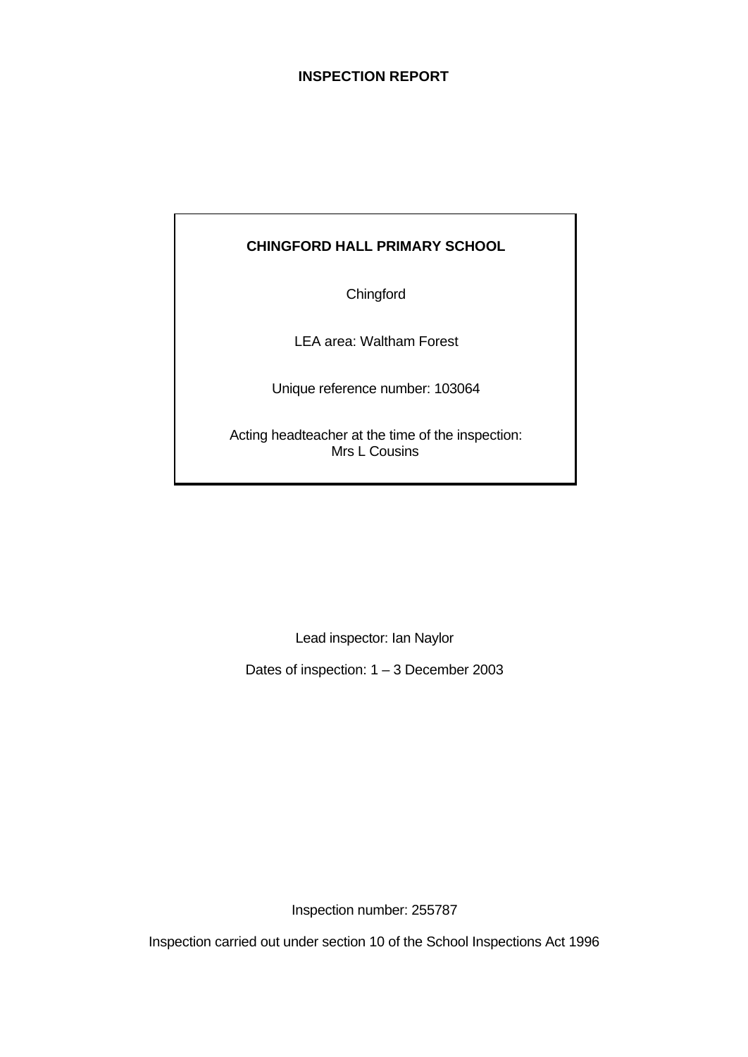# INSPECTION REPORT

**CHINGFORD HALL PRIMARY SCHOOL**

Chingford

LEA area: Waltham Forest

Unique reference number: 103064

Acting headteacher at the time of the inspection:
Mrs L Cousins

Lead inspector: Ian Naylor

Dates of inspection: 1 – 3 December 2003

Inspection number: 255787

Inspection carried out under section 10 of the School Inspections Act 1996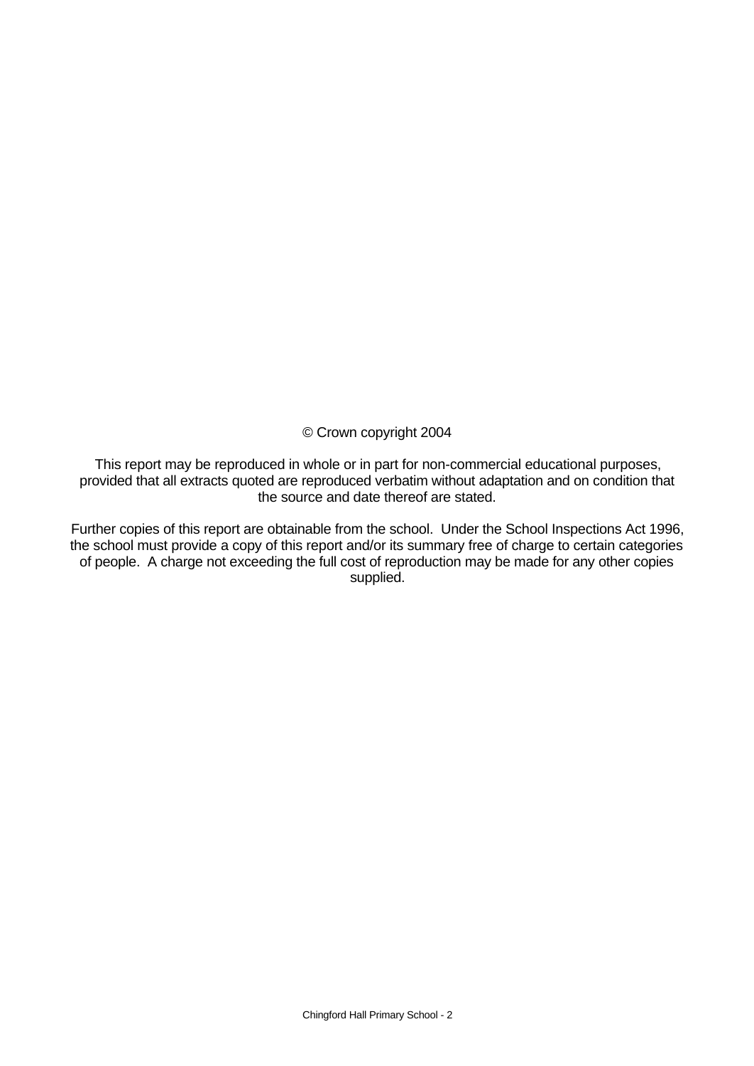© Crown copyright 2004

This report may be reproduced in whole or in part for non-commercial educational purposes, provided that all extracts quoted are reproduced verbatim without adaptation and on condition that the source and date thereof are stated.

Further copies of this report are obtainable from the school. Under the School Inspections Act 1996, the school must provide a copy of this report and/or its summary free of charge to certain categories of people. A charge not exceeding the full cost of reproduction may be made for any other copies supplied.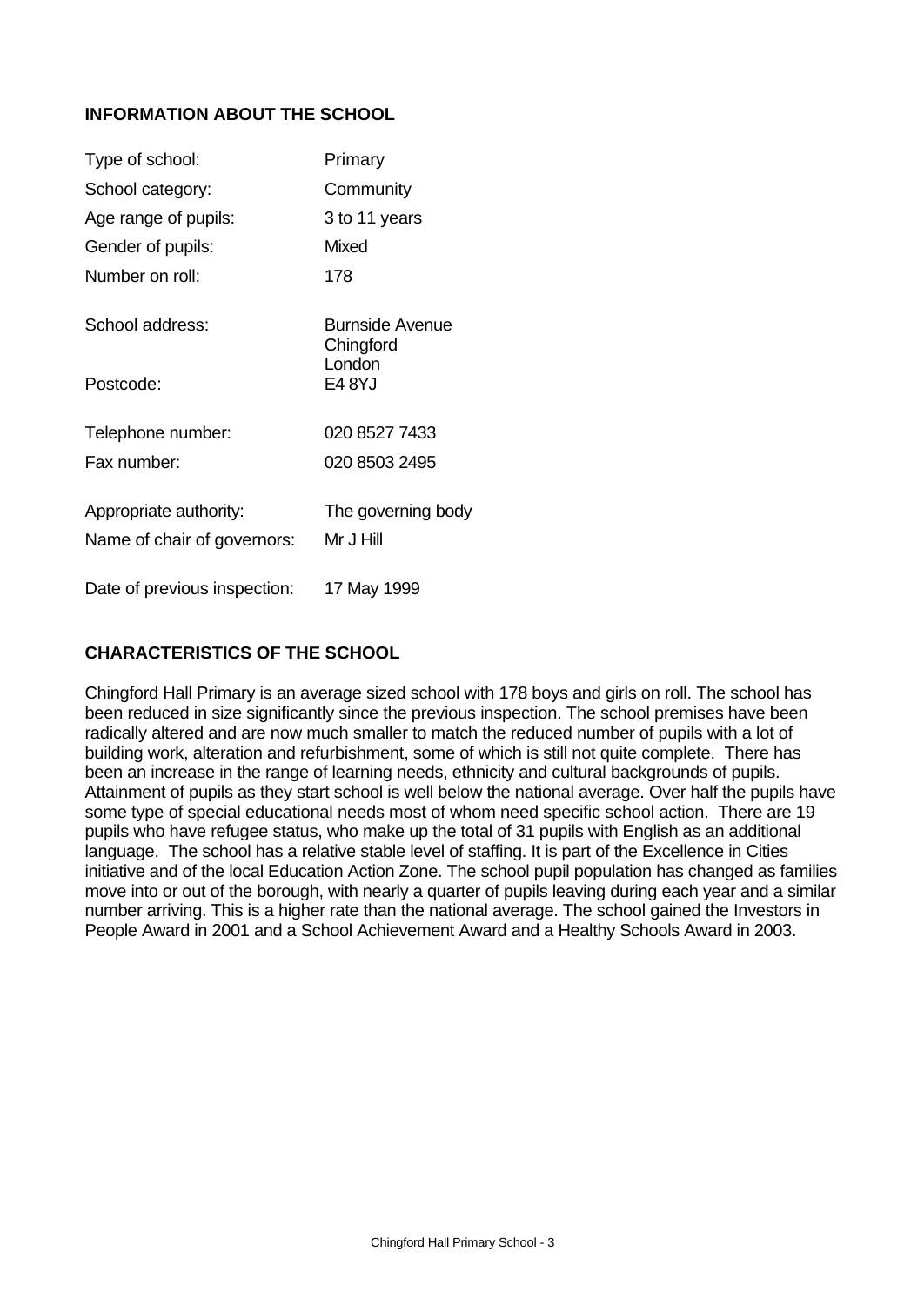## INFORMATION ABOUT THE SCHOOL

| | |
|---|---|
| Type of school: | Primary |
| School category: | Community |
| Age range of pupils: | 3 to 11 years |
| Gender of pupils: | Mixed |
| Number on roll: | 178 |
| School address: | Burnside Avenue Chingford London |
| Postcode: | E4 8YJ |
| Telephone number: | 020 8527 7433 |
| Fax number: | 020 8503 2495 |
| Appropriate authority: | The governing body |
| Name of chair of governors: | Mr J Hill |
| Date of previous inspection: | 17 May 1999 |

## CHARACTERISTICS OF THE SCHOOL

Chingford Hall Primary is an average sized school with 178 boys and girls on roll. The school has been reduced in size significantly since the previous inspection. The school premises have been radically altered and are now much smaller to match the reduced number of pupils with a lot of building work, alteration and refurbishment, some of which is still not quite complete. There has been an increase in the range of learning needs, ethnicity and cultural backgrounds of pupils. Attainment of pupils as they start school is well below the national average. Over half the pupils have some type of special educational needs most of whom need specific school action. There are 19 pupils who have refugee status, who make up the total of 31 pupils with English as an additional language. The school has a relative stable level of staffing. It is part of the Excellence in Cities initiative and of the local Education Action Zone. The school pupil population has changed as families move into or out of the borough, with nearly a quarter of pupils leaving during each year and a similar number arriving. This is a higher rate than the national average. The school gained the Investors in People Award in 2001 and a School Achievement Award and a Healthy Schools Award in 2003.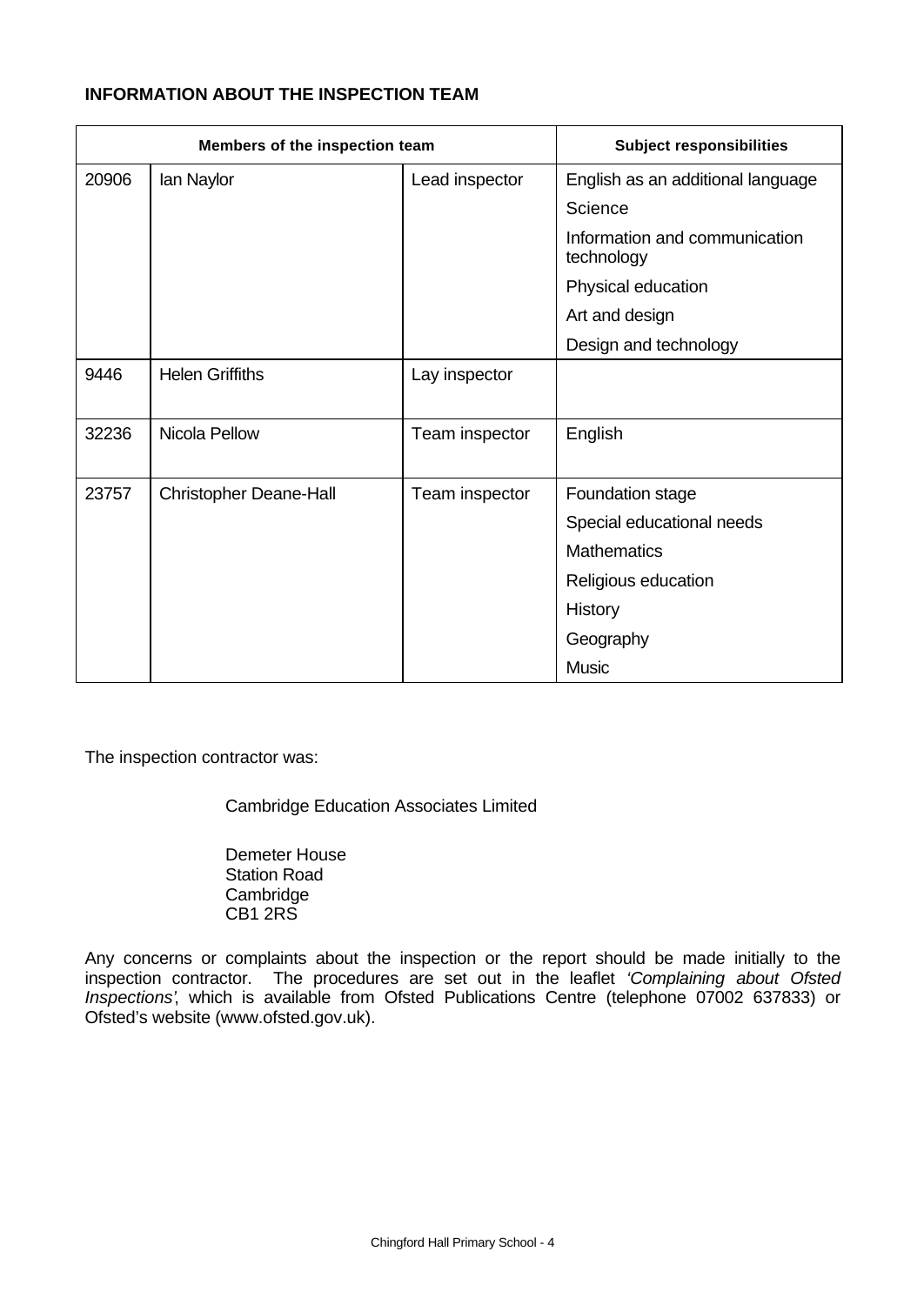**INFORMATION ABOUT THE INSPECTION TEAM**

| Members of the inspection team | | | Subject responsibilities |
|---|---|---|---|
| 20906 | Ian Naylor | Lead inspector | English as an additional language |
| | | | Science |
| | | | Information and communication technology |
| | | | Physical education |
| | | | Art and design |
| | | | Design and technology |
| 9446 | Helen Griffiths | Lay inspector | |
| 32236 | Nicola Pellow | Team inspector | English |
| 23757 | Christopher Deane-Hall | Team inspector | Foundation stage |
| | | | Special educational needs |
| | | | Mathematics |
| | | | Religious education |
| | | | History |
| | | | Geography |
| | | | Music |

The inspection contractor was:

Cambridge Education Associates Limited

Demeter House
Station Road
Cambridge
CB1 2RS

Any concerns or complaints about the inspection or the report should be made initially to the inspection contractor. The procedures are set out in the leaflet *'Complaining about Ofsted Inspections'*, which is available from Ofsted Publications Centre (telephone 07002 637833) or Ofsted's website (www.ofsted.gov.uk).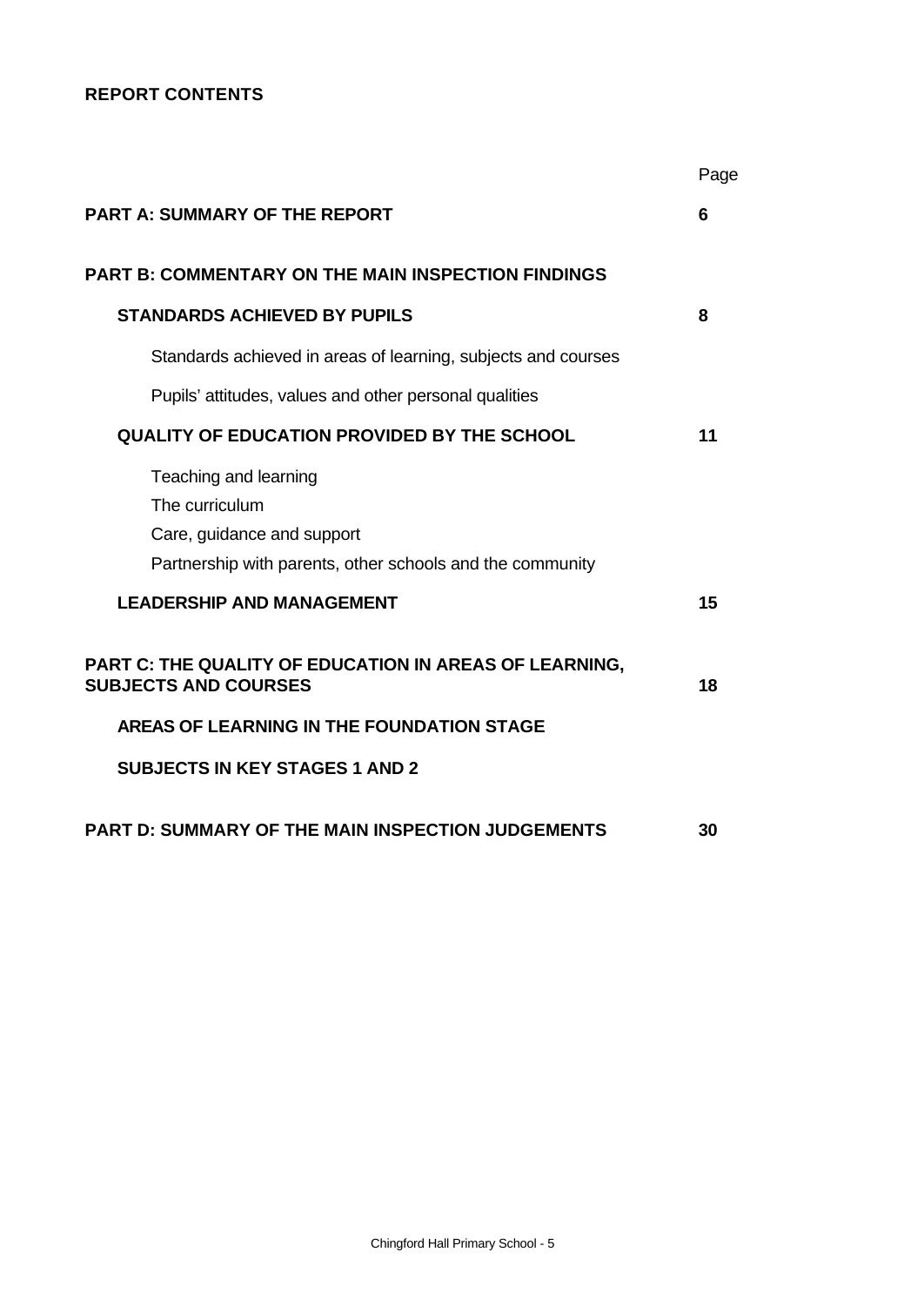**REPORT CONTENTS**

| | Page |
|---|---|
| **PART A: SUMMARY OF THE REPORT** | **6** |
| **PART B: COMMENTARY ON THE MAIN INSPECTION FINDINGS** | |
| **STANDARDS ACHIEVED BY PUPILS** | **8** |
| Standards achieved in areas of learning, subjects and courses | |
| Pupils' attitudes, values and other personal qualities | |
| **QUALITY OF EDUCATION PROVIDED BY THE SCHOOL** | **11** |
| Teaching and learning | |
| The curriculum | |
| Care, guidance and support | |
| Partnership with parents, other schools and the community | |
| **LEADERSHIP AND MANAGEMENT** | **15** |
| **PART C: THE QUALITY OF EDUCATION IN AREAS OF LEARNING, SUBJECTS AND COURSES** | **18** |
| **AREAS OF LEARNING IN THE FOUNDATION STAGE** | |
| **SUBJECTS IN KEY STAGES 1 AND 2** | |
| **PART D: SUMMARY OF THE MAIN INSPECTION JUDGEMENTS** | **30** |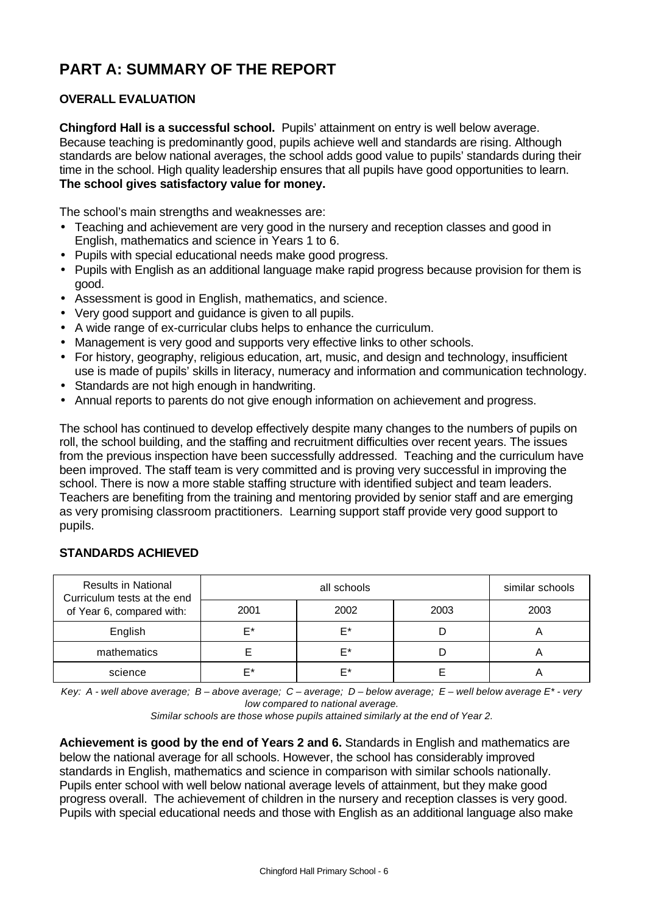# PART A: SUMMARY OF THE REPORT

## OVERALL EVALUATION

**Chingford Hall is a successful school.** Pupils' attainment on entry is well below average. Because teaching is predominantly good, pupils achieve well and standards are rising. Although standards are below national averages, the school adds good value to pupils' standards during their time in the school. High quality leadership ensures that all pupils have good opportunities to learn. **The school gives satisfactory value for money.**

The school's main strengths and weaknesses are:

- Teaching and achievement are very good in the nursery and reception classes and good in English, mathematics and science in Years 1 to 6.
- Pupils with special educational needs make good progress.
- Pupils with English as an additional language make rapid progress because provision for them is good.
- Assessment is good in English, mathematics, and science.
- Very good support and guidance is given to all pupils.
- A wide range of ex-curricular clubs helps to enhance the curriculum.
- Management is very good and supports very effective links to other schools.
- For history, geography, religious education, art, music, and design and technology, insufficient use is made of pupils' skills in literacy, numeracy and information and communication technology.
- Standards are not high enough in handwriting.
- Annual reports to parents do not give enough information on achievement and progress.

The school has continued to develop effectively despite many changes to the numbers of pupils on roll, the school building, and the staffing and recruitment difficulties over recent years. The issues from the previous inspection have been successfully addressed. Teaching and the curriculum have been improved. The staff team is very committed and is proving very successful in improving the school. There is now a more stable staffing structure with identified subject and team leaders. Teachers are benefiting from the training and mentoring provided by senior staff and are emerging as very promising classroom practitioners. Learning support staff provide very good support to pupils.

## STANDARDS ACHIEVED

| Results in National Curriculum tests at the end of Year 6, compared with: | all schools | | | similar schools |
|---|---|---|---|---|
| | 2001 | 2002 | 2003 | 2003 |
| English | E* | E* | D | A |
| mathematics | E | E* | D | A |
| science | E* | E* | E | A |

*Key: A - well above average; B – above average; C – average; D – below average; E – well below average E* - very low compared to national average.*

*Similar schools are those whose pupils attained similarly at the end of Year 2.*

**Achievement is good by the end of Years 2 and 6.** Standards in English and mathematics are below the national average for all schools. However, the school has considerably improved standards in English, mathematics and science in comparison with similar schools nationally. Pupils enter school with well below national average levels of attainment, but they make good progress overall. The achievement of children in the nursery and reception classes is very good. Pupils with special educational needs and those with English as an additional language also make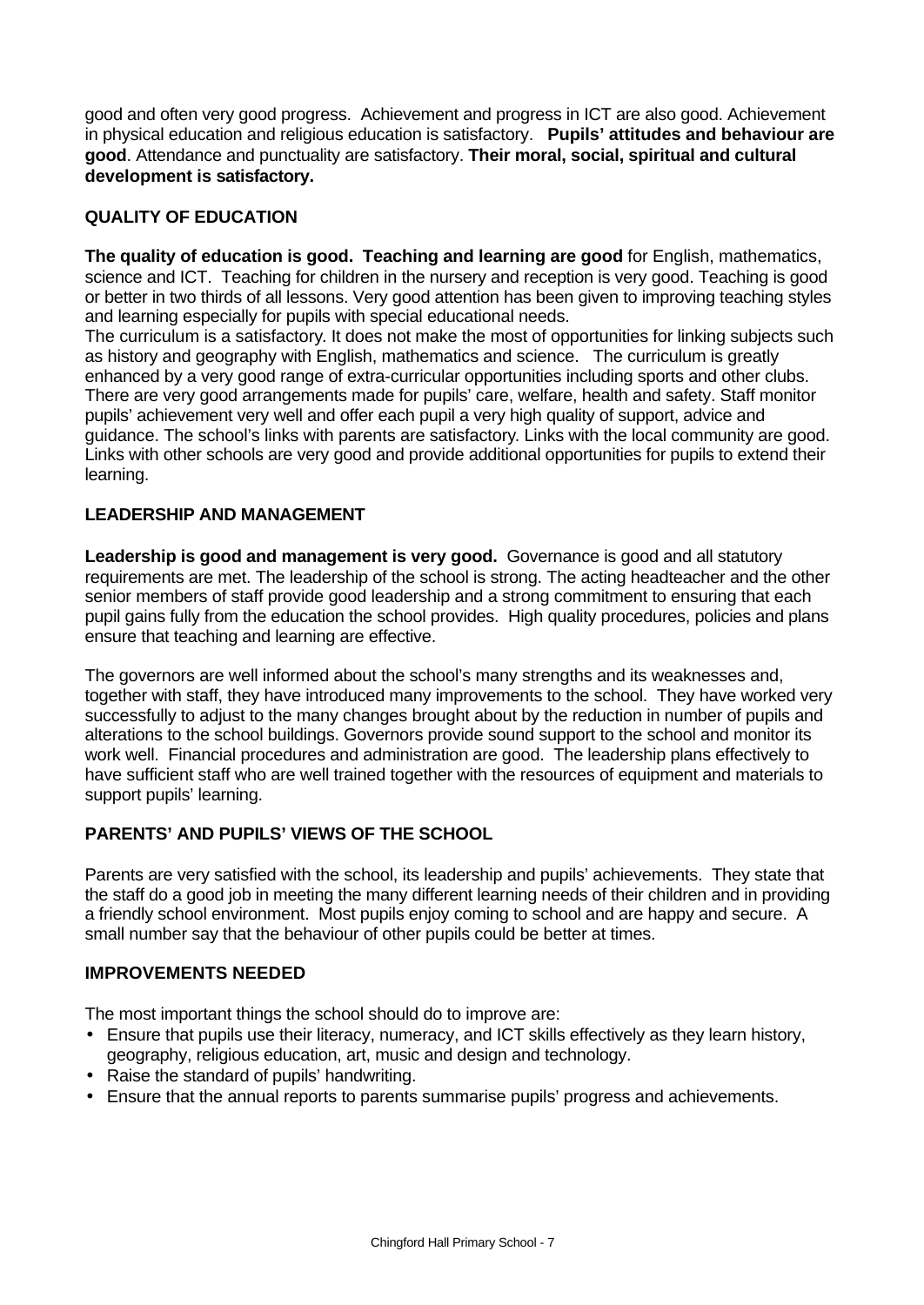good and often very good progress. Achievement and progress in ICT are also good. Achievement in physical education and religious education is satisfactory. **Pupils' attitudes and behaviour are good**. Attendance and punctuality are satisfactory. **Their moral, social, spiritual and cultural development is satisfactory.**

## QUALITY OF EDUCATION

**The quality of education is good. Teaching and learning are good** for English, mathematics, science and ICT. Teaching for children in the nursery and reception is very good. Teaching is good or better in two thirds of all lessons. Very good attention has been given to improving teaching styles and learning especially for pupils with special educational needs.

The curriculum is a satisfactory. It does not make the most of opportunities for linking subjects such as history and geography with English, mathematics and science. The curriculum is greatly enhanced by a very good range of extra-curricular opportunities including sports and other clubs. There are very good arrangements made for pupils' care, welfare, health and safety. Staff monitor pupils' achievement very well and offer each pupil a very high quality of support, advice and guidance. The school's links with parents are satisfactory. Links with the local community are good. Links with other schools are very good and provide additional opportunities for pupils to extend their learning.

## LEADERSHIP AND MANAGEMENT

**Leadership is good and management is very good.** Governance is good and all statutory requirements are met. The leadership of the school is strong. The acting headteacher and the other senior members of staff provide good leadership and a strong commitment to ensuring that each pupil gains fully from the education the school provides. High quality procedures, policies and plans ensure that teaching and learning are effective.

The governors are well informed about the school's many strengths and its weaknesses and, together with staff, they have introduced many improvements to the school. They have worked very successfully to adjust to the many changes brought about by the reduction in number of pupils and alterations to the school buildings. Governors provide sound support to the school and monitor its work well. Financial procedures and administration are good. The leadership plans effectively to have sufficient staff who are well trained together with the resources of equipment and materials to support pupils' learning.

## PARENTS' AND PUPILS' VIEWS OF THE SCHOOL

Parents are very satisfied with the school, its leadership and pupils' achievements. They state that the staff do a good job in meeting the many different learning needs of their children and in providing a friendly school environment. Most pupils enjoy coming to school and are happy and secure. A small number say that the behaviour of other pupils could be better at times.

## IMPROVEMENTS NEEDED

The most important things the school should do to improve are:

- Ensure that pupils use their literacy, numeracy, and ICT skills effectively as they learn history, geography, religious education, art, music and design and technology.
- Raise the standard of pupils' handwriting.
- Ensure that the annual reports to parents summarise pupils' progress and achievements.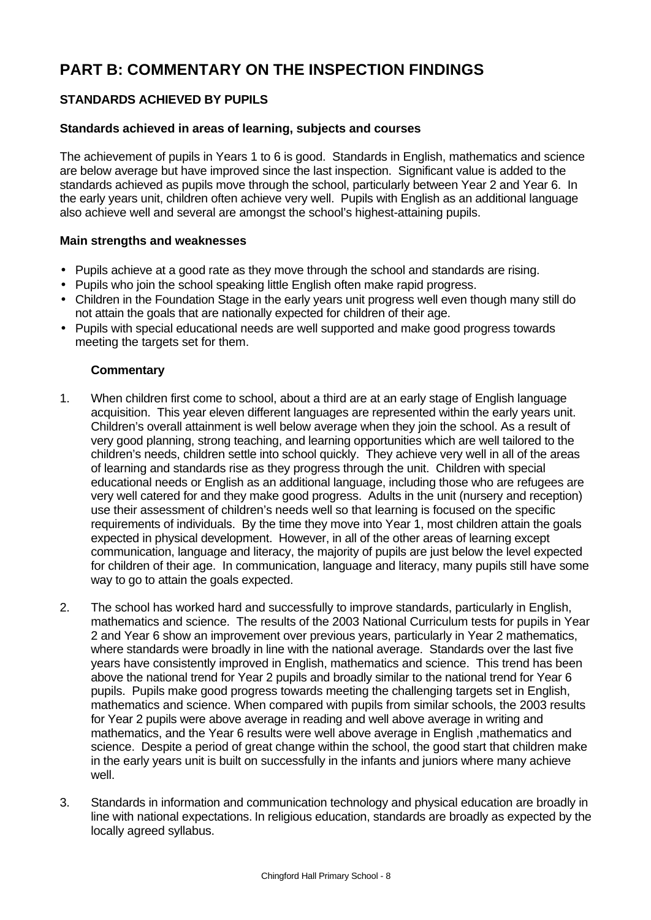# PART B: COMMENTARY ON THE INSPECTION FINDINGS

## STANDARDS ACHIEVED BY PUPILS

### Standards achieved in areas of learning, subjects and courses

The achievement of pupils in Years 1 to 6 is good. Standards in English, mathematics and science are below average but have improved since the last inspection. Significant value is added to the standards achieved as pupils move through the school, particularly between Year 2 and Year 6. In the early years unit, children often achieve very well. Pupils with English as an additional language also achieve well and several are amongst the school's highest-attaining pupils.

### Main strengths and weaknesses

- Pupils achieve at a good rate as they move through the school and standards are rising.
- Pupils who join the school speaking little English often make rapid progress.
- Children in the Foundation Stage in the early years unit progress well even though many still do not attain the goals that are nationally expected for children of their age.
- Pupils with special educational needs are well supported and make good progress towards meeting the targets set for them.

#### Commentary

1. When children first come to school, about a third are at an early stage of English language acquisition. This year eleven different languages are represented within the early years unit. Children's overall attainment is well below average when they join the school. As a result of very good planning, strong teaching, and learning opportunities which are well tailored to the children's needs, children settle into school quickly. They achieve very well in all of the areas of learning and standards rise as they progress through the unit. Children with special educational needs or English as an additional language, including those who are refugees are very well catered for and they make good progress. Adults in the unit (nursery and reception) use their assessment of children's needs well so that learning is focused on the specific requirements of individuals. By the time they move into Year 1, most children attain the goals expected in physical development. However, in all of the other areas of learning except communication, language and literacy, the majority of pupils are just below the level expected for children of their age. In communication, language and literacy, many pupils still have some way to go to attain the goals expected.

2. The school has worked hard and successfully to improve standards, particularly in English, mathematics and science. The results of the 2003 National Curriculum tests for pupils in Year 2 and Year 6 show an improvement over previous years, particularly in Year 2 mathematics, where standards were broadly in line with the national average. Standards over the last five years have consistently improved in English, mathematics and science. This trend has been above the national trend for Year 2 pupils and broadly similar to the national trend for Year 6 pupils. Pupils make good progress towards meeting the challenging targets set in English, mathematics and science. When compared with pupils from similar schools, the 2003 results for Year 2 pupils were above average in reading and well above average in writing and mathematics, and the Year 6 results were well above average in English ,mathematics and science. Despite a period of great change within the school, the good start that children make in the early years unit is built on successfully in the infants and juniors where many achieve well.

3. Standards in information and communication technology and physical education are broadly in line with national expectations. In religious education, standards are broadly as expected by the locally agreed syllabus.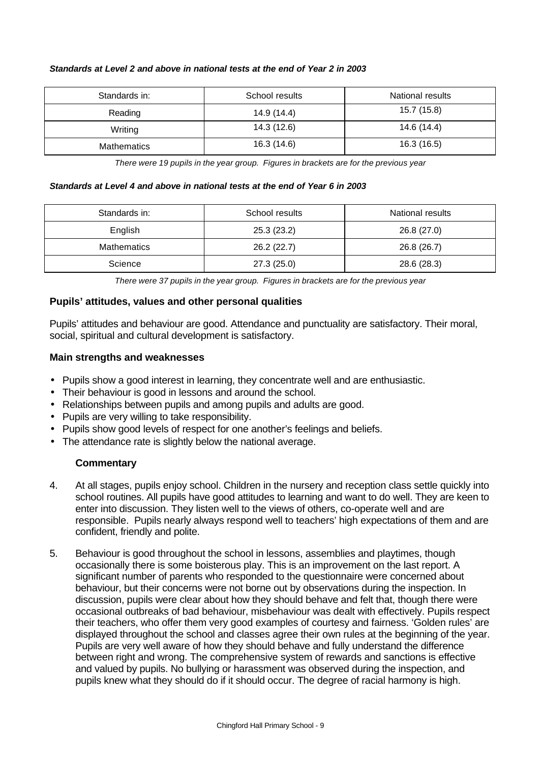***Standards at Level 2 and above in national tests at the end of Year 2 in 2003***

| Standards in: | School results | National results |
|---|---|---|
| Reading | 14.9 (14.4) | 15.7 (15.8) |
| Writing | 14.3 (12.6) | 14.6 (14.4) |
| Mathematics | 16.3 (14.6) | 16.3 (16.5) |

*There were 19 pupils in the year group. Figures in brackets are for the previous year*

***Standards at Level 4 and above in national tests at the end of Year 6 in 2003***

| Standards in: | School results | National results |
|---|---|---|
| English | 25.3 (23.2) | 26.8 (27.0) |
| Mathematics | 26.2 (22.7) | 26.8 (26.7) |
| Science | 27.3 (25.0) | 28.6 (28.3) |

*There were 37 pupils in the year group. Figures in brackets are for the previous year*

### Pupils' attitudes, values and other personal qualities

Pupils' attitudes and behaviour are good. Attendance and punctuality are satisfactory. Their moral, social, spiritual and cultural development is satisfactory.

### Main strengths and weaknesses

- Pupils show a good interest in learning, they concentrate well and are enthusiastic.
- Their behaviour is good in lessons and around the school.
- Relationships between pupils and among pupils and adults are good.
- Pupils are very willing to take responsibility.
- Pupils show good levels of respect for one another's feelings and beliefs.
- The attendance rate is slightly below the national average.

#### Commentary

4. At all stages, pupils enjoy school. Children in the nursery and reception class settle quickly into school routines. All pupils have good attitudes to learning and want to do well. They are keen to enter into discussion. They listen well to the views of others, co-operate well and are responsible. Pupils nearly always respond well to teachers' high expectations of them and are confident, friendly and polite.

5. Behaviour is good throughout the school in lessons, assemblies and playtimes, though occasionally there is some boisterous play. This is an improvement on the last report. A significant number of parents who responded to the questionnaire were concerned about behaviour, but their concerns were not borne out by observations during the inspection. In discussion, pupils were clear about how they should behave and felt that, though there were occasional outbreaks of bad behaviour, misbehaviour was dealt with effectively. Pupils respect their teachers, who offer them very good examples of courtesy and fairness. 'Golden rules' are displayed throughout the school and classes agree their own rules at the beginning of the year. Pupils are very well aware of how they should behave and fully understand the difference between right and wrong. The comprehensive system of rewards and sanctions is effective and valued by pupils. No bullying or harassment was observed during the inspection, and pupils knew what they should do if it should occur. The degree of racial harmony is high.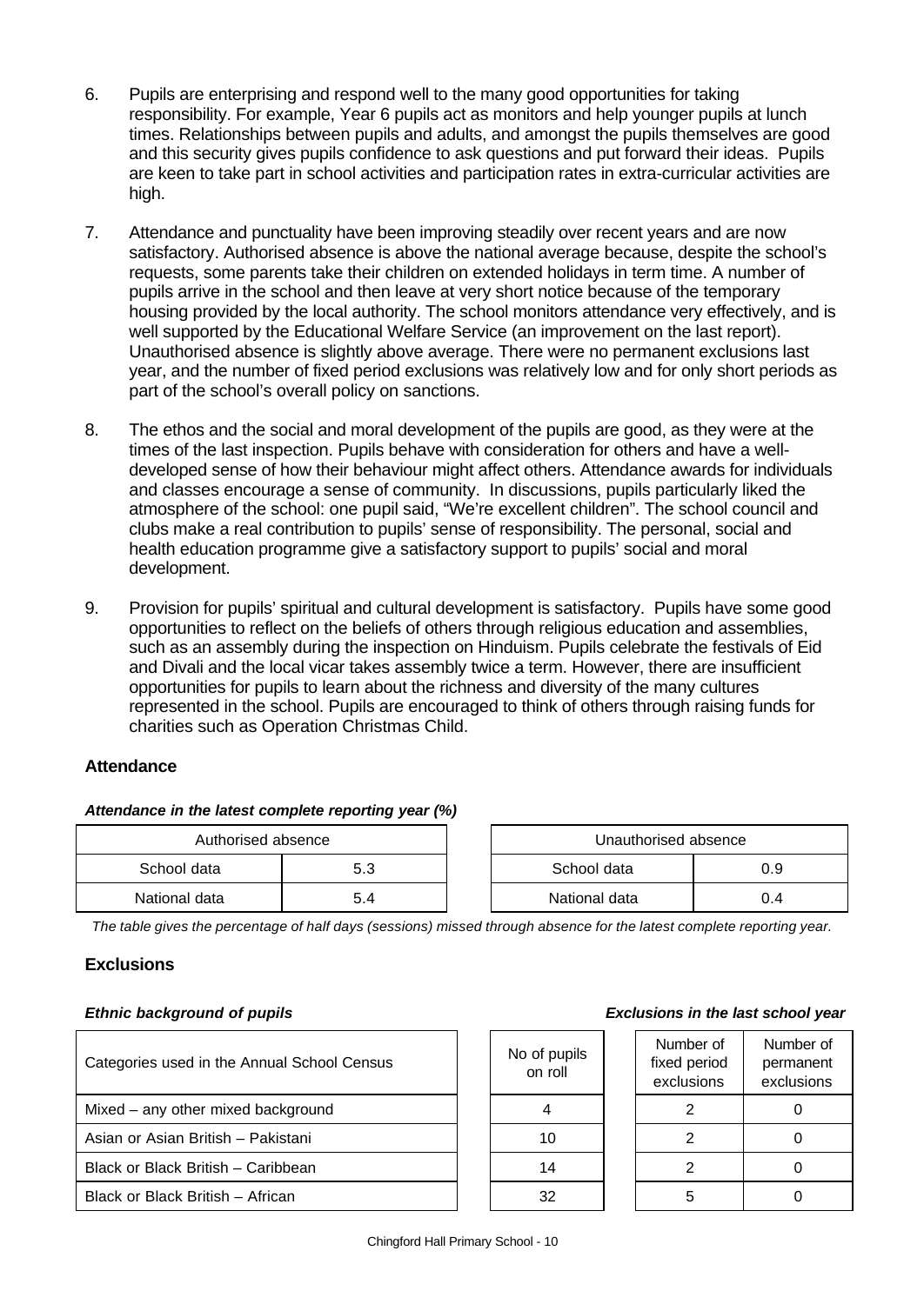6. Pupils are enterprising and respond well to the many good opportunities for taking responsibility. For example, Year 6 pupils act as monitors and help younger pupils at lunch times. Relationships between pupils and adults, and amongst the pupils themselves are good and this security gives pupils confidence to ask questions and put forward their ideas. Pupils are keen to take part in school activities and participation rates in extra-curricular activities are high.

7. Attendance and punctuality have been improving steadily over recent years and are now satisfactory. Authorised absence is above the national average because, despite the school's requests, some parents take their children on extended holidays in term time. A number of pupils arrive in the school and then leave at very short notice because of the temporary housing provided by the local authority. The school monitors attendance very effectively, and is well supported by the Educational Welfare Service (an improvement on the last report). Unauthorised absence is slightly above average. There were no permanent exclusions last year, and the number of fixed period exclusions was relatively low and for only short periods as part of the school's overall policy on sanctions.

8. The ethos and the social and moral development of the pupils are good, as they were at the times of the last inspection. Pupils behave with consideration for others and have a well-developed sense of how their behaviour might affect others. Attendance awards for individuals and classes encourage a sense of community. In discussions, pupils particularly liked the atmosphere of the school: one pupil said, "We're excellent children". The school council and clubs make a real contribution to pupils' sense of responsibility. The personal, social and health education programme give a satisfactory support to pupils' social and moral development.

9. Provision for pupils' spiritual and cultural development is satisfactory. Pupils have some good opportunities to reflect on the beliefs of others through religious education and assemblies, such as an assembly during the inspection on Hinduism. Pupils celebrate the festivals of Eid and Divali and the local vicar takes assembly twice a term. However, there are insufficient opportunities for pupils to learn about the richness and diversity of the many cultures represented in the school. Pupils are encouraged to think of others through raising funds for charities such as Operation Christmas Child.

### Attendance

***Attendance in the latest complete reporting year (%)***

| Authorised absence | |
|---|---|
| School data | 5.3 |
| National data | 5.4 |

| Unauthorised absence | |
|---|---|
| School data | 0.9 |
| National data | 0.4 |

*The table gives the percentage of half days (sessions) missed through absence for the latest complete reporting year.*

### Exclusions

***Ethnic background of pupils*** / ***Exclusions in the last school year***

| Categories used in the Annual School Census | No of pupils on roll | Number of fixed period exclusions | Number of permanent exclusions |
|---|---|---|---|
| Mixed – any other mixed background | 4 | 2 | 0 |
| Asian or Asian British – Pakistani | 10 | 2 | 0 |
| Black or Black British – Caribbean | 14 | 2 | 0 |
| Black or Black British – African | 32 | 5 | 0 |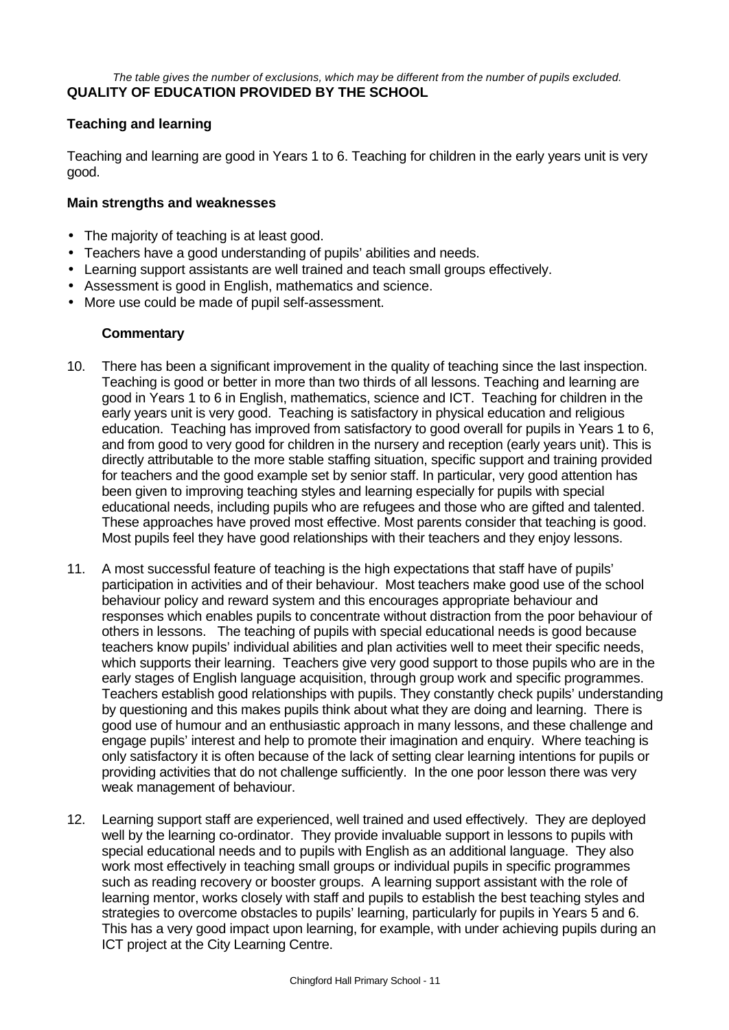*The table gives the number of exclusions, which may be different from the number of pupils excluded.*

## QUALITY OF EDUCATION PROVIDED BY THE SCHOOL

### Teaching and learning

Teaching and learning are good in Years 1 to 6. Teaching for children in the early years unit is very good.

#### Main strengths and weaknesses

- The majority of teaching is at least good.
- Teachers have a good understanding of pupils' abilities and needs.
- Learning support assistants are well trained and teach small groups effectively.
- Assessment is good in English, mathematics and science.
- More use could be made of pupil self-assessment.

#### Commentary

10. There has been a significant improvement in the quality of teaching since the last inspection. Teaching is good or better in more than two thirds of all lessons. Teaching and learning are good in Years 1 to 6 in English, mathematics, science and ICT. Teaching for children in the early years unit is very good. Teaching is satisfactory in physical education and religious education. Teaching has improved from satisfactory to good overall for pupils in Years 1 to 6, and from good to very good for children in the nursery and reception (early years unit). This is directly attributable to the more stable staffing situation, specific support and training provided for teachers and the good example set by senior staff. In particular, very good attention has been given to improving teaching styles and learning especially for pupils with special educational needs, including pupils who are refugees and those who are gifted and talented. These approaches have proved most effective. Most parents consider that teaching is good. Most pupils feel they have good relationships with their teachers and they enjoy lessons.

11. A most successful feature of teaching is the high expectations that staff have of pupils' participation in activities and of their behaviour. Most teachers make good use of the school behaviour policy and reward system and this encourages appropriate behaviour and responses which enables pupils to concentrate without distraction from the poor behaviour of others in lessons. The teaching of pupils with special educational needs is good because teachers know pupils' individual abilities and plan activities well to meet their specific needs, which supports their learning. Teachers give very good support to those pupils who are in the early stages of English language acquisition, through group work and specific programmes. Teachers establish good relationships with pupils. They constantly check pupils' understanding by questioning and this makes pupils think about what they are doing and learning. There is good use of humour and an enthusiastic approach in many lessons, and these challenge and engage pupils' interest and help to promote their imagination and enquiry. Where teaching is only satisfactory it is often because of the lack of setting clear learning intentions for pupils or providing activities that do not challenge sufficiently. In the one poor lesson there was very weak management of behaviour.

12. Learning support staff are experienced, well trained and used effectively. They are deployed well by the learning co-ordinator. They provide invaluable support in lessons to pupils with special educational needs and to pupils with English as an additional language. They also work most effectively in teaching small groups or individual pupils in specific programmes such as reading recovery or booster groups. A learning support assistant with the role of learning mentor, works closely with staff and pupils to establish the best teaching styles and strategies to overcome obstacles to pupils' learning, particularly for pupils in Years 5 and 6. This has a very good impact upon learning, for example, with under achieving pupils during an ICT project at the City Learning Centre.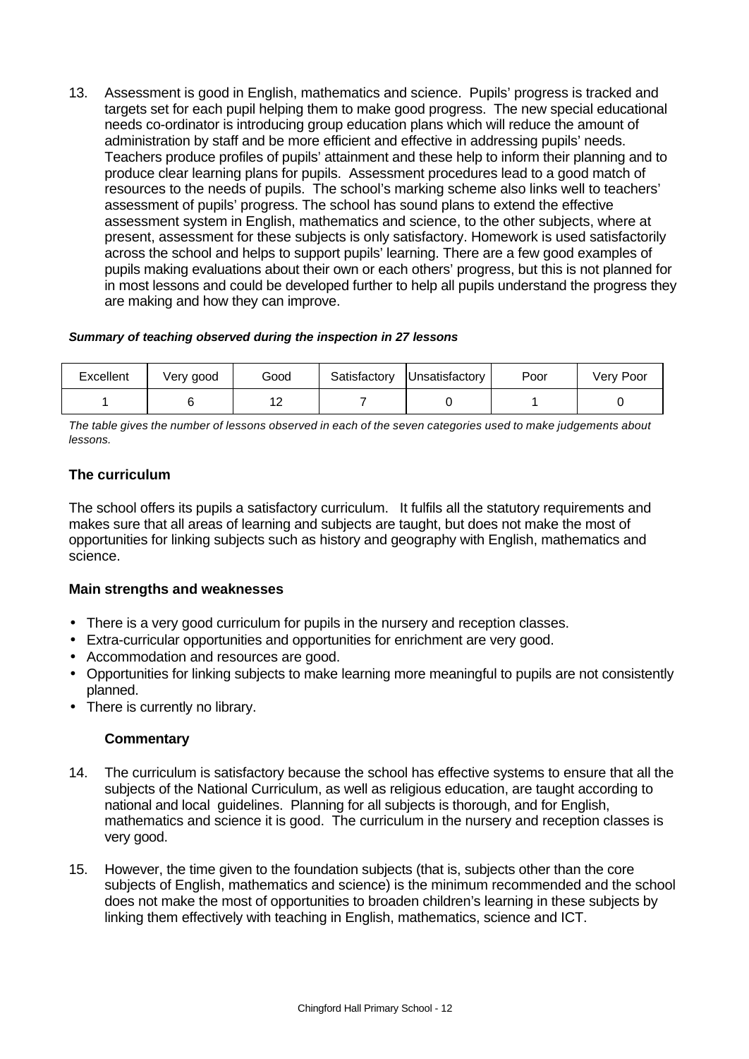13. Assessment is good in English, mathematics and science. Pupils' progress is tracked and targets set for each pupil helping them to make good progress. The new special educational needs co-ordinator is introducing group education plans which will reduce the amount of administration by staff and be more efficient and effective in addressing pupils' needs. Teachers produce profiles of pupils' attainment and these help to inform their planning and to produce clear learning plans for pupils. Assessment procedures lead to a good match of resources to the needs of pupils. The school's marking scheme also links well to teachers' assessment of pupils' progress. The school has sound plans to extend the effective assessment system in English, mathematics and science, to the other subjects, where at present, assessment for these subjects is only satisfactory. Homework is used satisfactorily across the school and helps to support pupils' learning. There are a few good examples of pupils making evaluations about their own or each others' progress, but this is not planned for in most lessons and could be developed further to help all pupils understand the progress they are making and how they can improve.

***Summary of teaching observed during the inspection in 27 lessons***

| Excellent | Very good | Good | Satisfactory | Unsatisfactory | Poor | Very Poor |
|---|---|---|---|---|---|---|
| 1 | 6 | 12 | 7 | 0 | 1 | 0 |

*The table gives the number of lessons observed in each of the seven categories used to make judgements about lessons.*

### The curriculum

The school offers its pupils a satisfactory curriculum. It fulfils all the statutory requirements and makes sure that all areas of learning and subjects are taught, but does not make the most of opportunities for linking subjects such as history and geography with English, mathematics and science.

#### Main strengths and weaknesses

- There is a very good curriculum for pupils in the nursery and reception classes.
- Extra-curricular opportunities and opportunities for enrichment are very good.
- Accommodation and resources are good.
- Opportunities for linking subjects to make learning more meaningful to pupils are not consistently planned.
- There is currently no library.

#### Commentary

14. The curriculum is satisfactory because the school has effective systems to ensure that all the subjects of the National Curriculum, as well as religious education, are taught according to national and local guidelines. Planning for all subjects is thorough, and for English, mathematics and science it is good. The curriculum in the nursery and reception classes is very good.

15. However, the time given to the foundation subjects (that is, subjects other than the core subjects of English, mathematics and science) is the minimum recommended and the school does not make the most of opportunities to broaden children's learning in these subjects by linking them effectively with teaching in English, mathematics, science and ICT.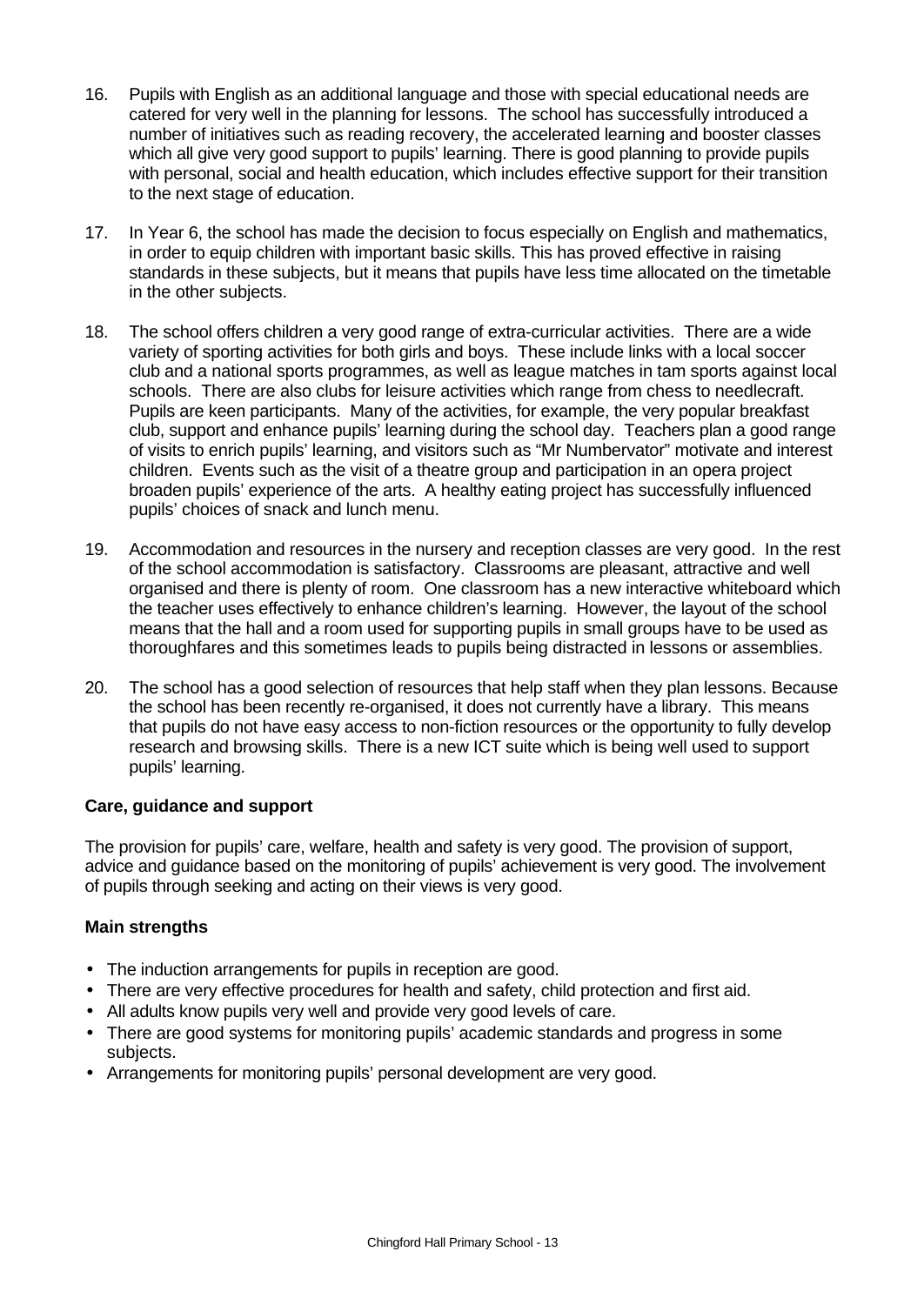16. Pupils with English as an additional language and those with special educational needs are catered for very well in the planning for lessons. The school has successfully introduced a number of initiatives such as reading recovery, the accelerated learning and booster classes which all give very good support to pupils' learning. There is good planning to provide pupils with personal, social and health education, which includes effective support for their transition to the next stage of education.

17. In Year 6, the school has made the decision to focus especially on English and mathematics, in order to equip children with important basic skills. This has proved effective in raising standards in these subjects, but it means that pupils have less time allocated on the timetable in the other subjects.

18. The school offers children a very good range of extra-curricular activities. There are a wide variety of sporting activities for both girls and boys. These include links with a local soccer club and a national sports programmes, as well as league matches in tam sports against local schools. There are also clubs for leisure activities which range from chess to needlecraft. Pupils are keen participants. Many of the activities, for example, the very popular breakfast club, support and enhance pupils' learning during the school day. Teachers plan a good range of visits to enrich pupils' learning, and visitors such as "Mr Numbervator" motivate and interest children. Events such as the visit of a theatre group and participation in an opera project broaden pupils' experience of the arts. A healthy eating project has successfully influenced pupils' choices of snack and lunch menu.

19. Accommodation and resources in the nursery and reception classes are very good. In the rest of the school accommodation is satisfactory. Classrooms are pleasant, attractive and well organised and there is plenty of room. One classroom has a new interactive whiteboard which the teacher uses effectively to enhance children's learning. However, the layout of the school means that the hall and a room used for supporting pupils in small groups have to be used as thoroughfares and this sometimes leads to pupils being distracted in lessons or assemblies.

20. The school has a good selection of resources that help staff when they plan lessons. Because the school has been recently re-organised, it does not currently have a library. This means that pupils do not have easy access to non-fiction resources or the opportunity to fully develop research and browsing skills. There is a new ICT suite which is being well used to support pupils' learning.

**Care, guidance and support**

The provision for pupils' care, welfare, health and safety is very good. The provision of support, advice and guidance based on the monitoring of pupils' achievement is very good. The involvement of pupils through seeking and acting on their views is very good.

**Main strengths**

- The induction arrangements for pupils in reception are good.
- There are very effective procedures for health and safety, child protection and first aid.
- All adults know pupils very well and provide very good levels of care.
- There are good systems for monitoring pupils' academic standards and progress in some subjects.
- Arrangements for monitoring pupils' personal development are very good.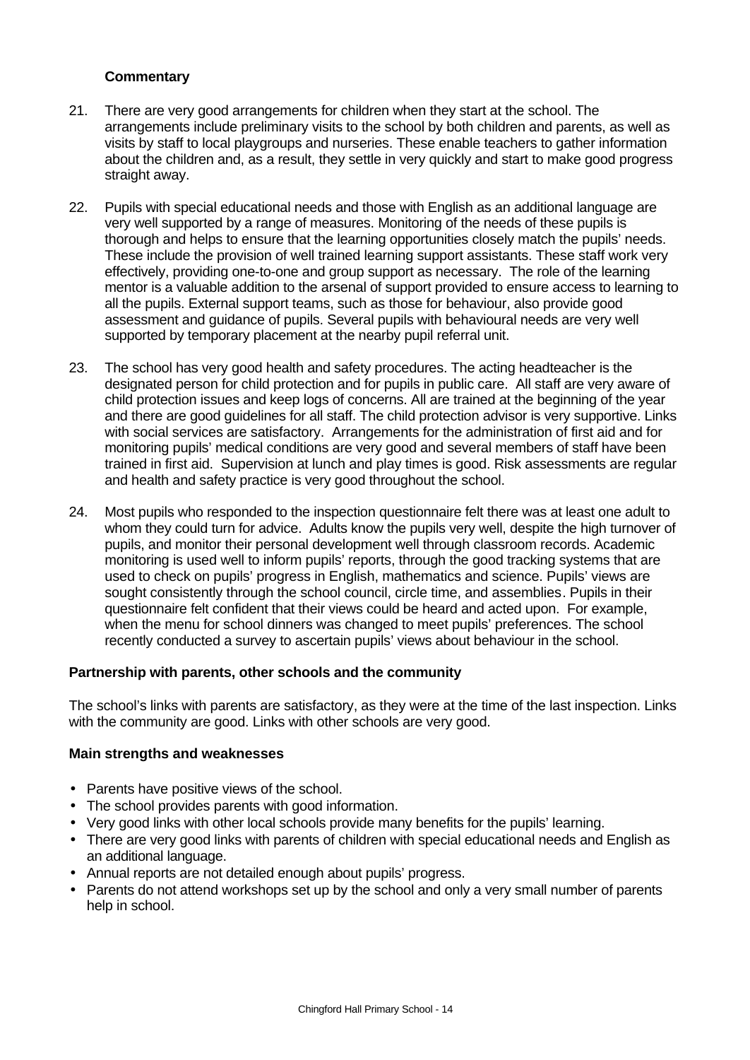**Commentary**

21. There are very good arrangements for children when they start at the school. The arrangements include preliminary visits to the school by both children and parents, as well as visits by staff to local playgroups and nurseries. These enable teachers to gather information about the children and, as a result, they settle in very quickly and start to make good progress straight away.

22. Pupils with special educational needs and those with English as an additional language are very well supported by a range of measures. Monitoring of the needs of these pupils is thorough and helps to ensure that the learning opportunities closely match the pupils' needs. These include the provision of well trained learning support assistants. These staff work very effectively, providing one-to-one and group support as necessary. The role of the learning mentor is a valuable addition to the arsenal of support provided to ensure access to learning to all the pupils. External support teams, such as those for behaviour, also provide good assessment and guidance of pupils. Several pupils with behavioural needs are very well supported by temporary placement at the nearby pupil referral unit.

23. The school has very good health and safety procedures. The acting headteacher is the designated person for child protection and for pupils in public care. All staff are very aware of child protection issues and keep logs of concerns. All are trained at the beginning of the year and there are good guidelines for all staff. The child protection advisor is very supportive. Links with social services are satisfactory. Arrangements for the administration of first aid and for monitoring pupils' medical conditions are very good and several members of staff have been trained in first aid. Supervision at lunch and play times is good. Risk assessments are regular and health and safety practice is very good throughout the school.

24. Most pupils who responded to the inspection questionnaire felt there was at least one adult to whom they could turn for advice. Adults know the pupils very well, despite the high turnover of pupils, and monitor their personal development well through classroom records. Academic monitoring is used well to inform pupils' reports, through the good tracking systems that are used to check on pupils' progress in English, mathematics and science. Pupils' views are sought consistently through the school council, circle time, and assemblies. Pupils in their questionnaire felt confident that their views could be heard and acted upon. For example, when the menu for school dinners was changed to meet pupils' preferences. The school recently conducted a survey to ascertain pupils' views about behaviour in the school.

**Partnership with parents, other schools and the community**

The school's links with parents are satisfactory, as they were at the time of the last inspection. Links with the community are good. Links with other schools are very good.

**Main strengths and weaknesses**

- Parents have positive views of the school.
- The school provides parents with good information.
- Very good links with other local schools provide many benefits for the pupils' learning.
- There are very good links with parents of children with special educational needs and English as an additional language.
- Annual reports are not detailed enough about pupils' progress.
- Parents do not attend workshops set up by the school and only a very small number of parents help in school.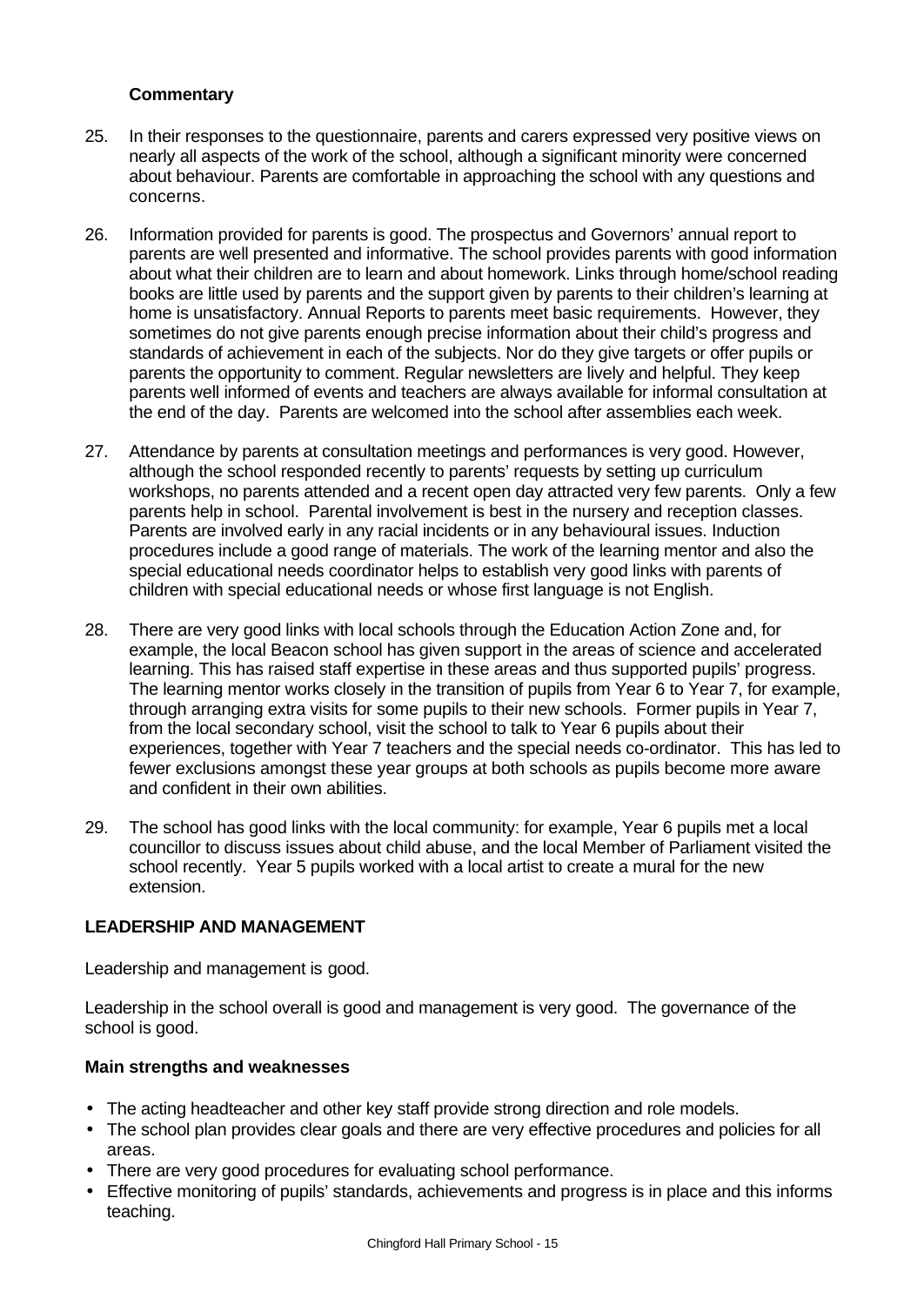### Commentary

25. In their responses to the questionnaire, parents and carers expressed very positive views on nearly all aspects of the work of the school, although a significant minority were concerned about behaviour. Parents are comfortable in approaching the school with any questions and concerns.

26. Information provided for parents is good. The prospectus and Governors' annual report to parents are well presented and informative. The school provides parents with good information about what their children are to learn and about homework. Links through home/school reading books are little used by parents and the support given by parents to their children's learning at home is unsatisfactory. Annual Reports to parents meet basic requirements. However, they sometimes do not give parents enough precise information about their child's progress and standards of achievement in each of the subjects. Nor do they give targets or offer pupils or parents the opportunity to comment. Regular newsletters are lively and helpful. They keep parents well informed of events and teachers are always available for informal consultation at the end of the day. Parents are welcomed into the school after assemblies each week.

27. Attendance by parents at consultation meetings and performances is very good. However, although the school responded recently to parents' requests by setting up curriculum workshops, no parents attended and a recent open day attracted very few parents. Only a few parents help in school. Parental involvement is best in the nursery and reception classes. Parents are involved early in any racial incidents or in any behavioural issues. Induction procedures include a good range of materials. The work of the learning mentor and also the special educational needs coordinator helps to establish very good links with parents of children with special educational needs or whose first language is not English.

28. There are very good links with local schools through the Education Action Zone and, for example, the local Beacon school has given support in the areas of science and accelerated learning. This has raised staff expertise in these areas and thus supported pupils' progress. The learning mentor works closely in the transition of pupils from Year 6 to Year 7, for example, through arranging extra visits for some pupils to their new schools. Former pupils in Year 7, from the local secondary school, visit the school to talk to Year 6 pupils about their experiences, together with Year 7 teachers and the special needs co-ordinator. This has led to fewer exclusions amongst these year groups at both schools as pupils become more aware and confident in their own abilities.

29. The school has good links with the local community: for example, Year 6 pupils met a local councillor to discuss issues about child abuse, and the local Member of Parliament visited the school recently. Year 5 pupils worked with a local artist to create a mural for the new extension.

## LEADERSHIP AND MANAGEMENT

Leadership and management is good.

Leadership in the school overall is good and management is very good. The governance of the school is good.

### Main strengths and weaknesses

- The acting headteacher and other key staff provide strong direction and role models.
- The school plan provides clear goals and there are very effective procedures and policies for all areas.
- There are very good procedures for evaluating school performance.
- Effective monitoring of pupils' standards, achievements and progress is in place and this informs teaching.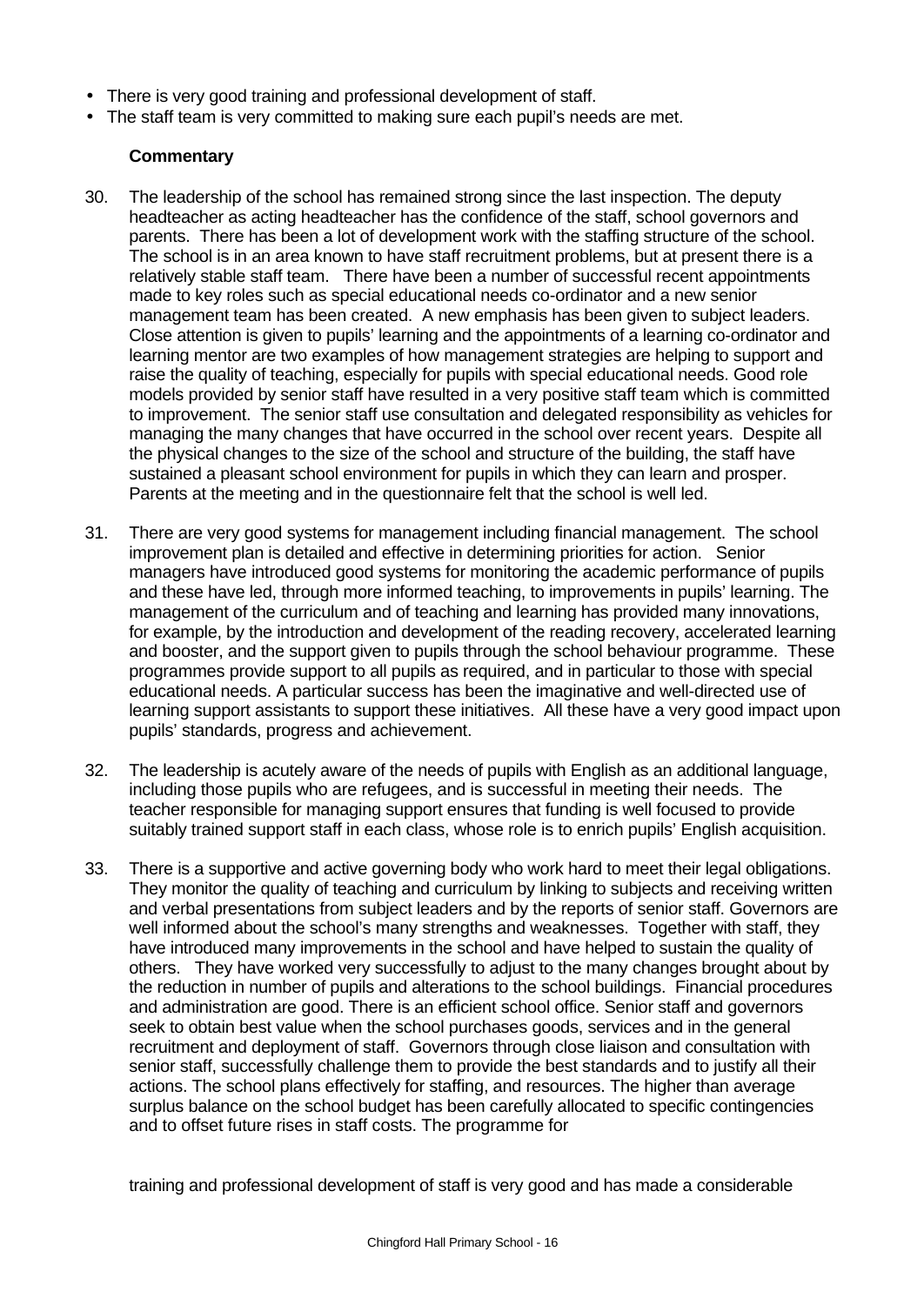- There is very good training and professional development of staff.
- The staff team is very committed to making sure each pupil's needs are met.

**Commentary**

30. The leadership of the school has remained strong since the last inspection. The deputy headteacher as acting headteacher has the confidence of the staff, school governors and parents. There has been a lot of development work with the staffing structure of the school. The school is in an area known to have staff recruitment problems, but at present there is a relatively stable staff team. There have been a number of successful recent appointments made to key roles such as special educational needs co-ordinator and a new senior management team has been created. A new emphasis has been given to subject leaders. Close attention is given to pupils' learning and the appointments of a learning co-ordinator and learning mentor are two examples of how management strategies are helping to support and raise the quality of teaching, especially for pupils with special educational needs. Good role models provided by senior staff have resulted in a very positive staff team which is committed to improvement. The senior staff use consultation and delegated responsibility as vehicles for managing the many changes that have occurred in the school over recent years. Despite all the physical changes to the size of the school and structure of the building, the staff have sustained a pleasant school environment for pupils in which they can learn and prosper. Parents at the meeting and in the questionnaire felt that the school is well led.

31. There are very good systems for management including financial management. The school improvement plan is detailed and effective in determining priorities for action. Senior managers have introduced good systems for monitoring the academic performance of pupils and these have led, through more informed teaching, to improvements in pupils' learning. The management of the curriculum and of teaching and learning has provided many innovations, for example, by the introduction and development of the reading recovery, accelerated learning and booster, and the support given to pupils through the school behaviour programme. These programmes provide support to all pupils as required, and in particular to those with special educational needs. A particular success has been the imaginative and well-directed use of learning support assistants to support these initiatives. All these have a very good impact upon pupils' standards, progress and achievement.

32. The leadership is acutely aware of the needs of pupils with English as an additional language, including those pupils who are refugees, and is successful in meeting their needs. The teacher responsible for managing support ensures that funding is well focused to provide suitably trained support staff in each class, whose role is to enrich pupils' English acquisition.

33. There is a supportive and active governing body who work hard to meet their legal obligations. They monitor the quality of teaching and curriculum by linking to subjects and receiving written and verbal presentations from subject leaders and by the reports of senior staff. Governors are well informed about the school's many strengths and weaknesses. Together with staff, they have introduced many improvements in the school and have helped to sustain the quality of others. They have worked very successfully to adjust to the many changes brought about by the reduction in number of pupils and alterations to the school buildings. Financial procedures and administration are good. There is an efficient school office. Senior staff and governors seek to obtain best value when the school purchases goods, services and in the general recruitment and deployment of staff. Governors through close liaison and consultation with senior staff, successfully challenge them to provide the best standards and to justify all their actions. The school plans effectively for staffing, and resources. The higher than average surplus balance on the school budget has been carefully allocated to specific contingencies and to offset future rises in staff costs. The programme for training and professional development of staff is very good and has made a considerable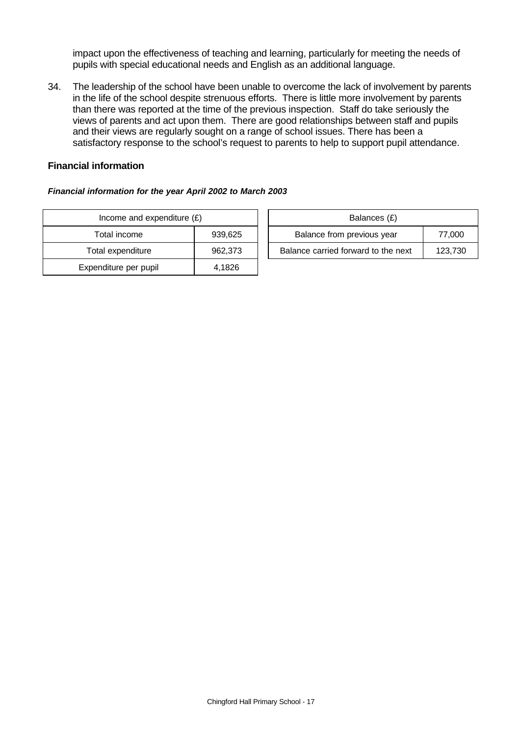impact upon the effectiveness of teaching and learning, particularly for meeting the needs of pupils with special educational needs and English as an additional language.

34. The leadership of the school have been unable to overcome the lack of involvement by parents in the life of the school despite strenuous efforts. There is little more involvement by parents than there was reported at the time of the previous inspection. Staff do take seriously the views of parents and act upon them. There are good relationships between staff and pupils and their views are regularly sought on a range of school issues. There has been a satisfactory response to the school's request to parents to help to support pupil attendance.

### Financial information

***Financial information for the year April 2002 to March 2003***

| Income and expenditure (£) | |
|---|---|
| Total income | 939,625 |
| Total expenditure | 962,373 |
| Expenditure per pupil | 4,1826 |

| Balances (£) | |
|---|---|
| Balance from previous year | 77,000 |
| Balance carried forward to the next | 123,730 |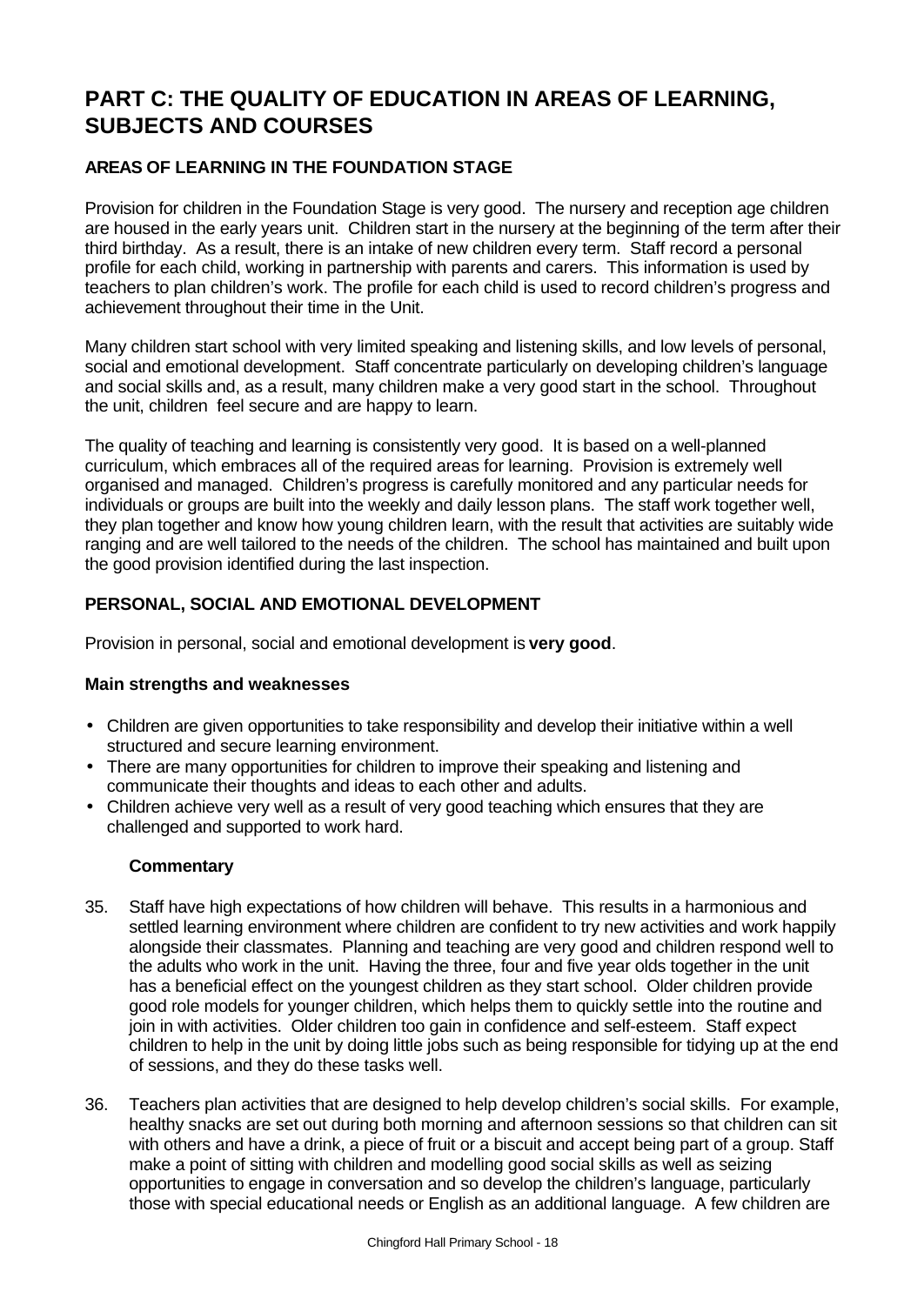# PART C: THE QUALITY OF EDUCATION IN AREAS OF LEARNING, SUBJECTS AND COURSES

## AREAS OF LEARNING IN THE FOUNDATION STAGE

Provision for children in the Foundation Stage is very good. The nursery and reception age children are housed in the early years unit. Children start in the nursery at the beginning of the term after their third birthday. As a result, there is an intake of new children every term. Staff record a personal profile for each child, working in partnership with parents and carers. This information is used by teachers to plan children's work. The profile for each child is used to record children's progress and achievement throughout their time in the Unit.

Many children start school with very limited speaking and listening skills, and low levels of personal, social and emotional development. Staff concentrate particularly on developing children's language and social skills and, as a result, many children make a very good start in the school. Throughout the unit, children feel secure and are happy to learn.

The quality of teaching and learning is consistently very good. It is based on a well-planned curriculum, which embraces all of the required areas for learning. Provision is extremely well organised and managed. Children's progress is carefully monitored and any particular needs for individuals or groups are built into the weekly and daily lesson plans. The staff work together well, they plan together and know how young children learn, with the result that activities are suitably wide ranging and are well tailored to the needs of the children. The school has maintained and built upon the good provision identified during the last inspection.

## PERSONAL, SOCIAL AND EMOTIONAL DEVELOPMENT

Provision in personal, social and emotional development is **very good**.

### Main strengths and weaknesses

- Children are given opportunities to take responsibility and develop their initiative within a well structured and secure learning environment.
- There are many opportunities for children to improve their speaking and listening and communicate their thoughts and ideas to each other and adults.
- Children achieve very well as a result of very good teaching which ensures that they are challenged and supported to work hard.

### Commentary

35. Staff have high expectations of how children will behave. This results in a harmonious and settled learning environment where children are confident to try new activities and work happily alongside their classmates. Planning and teaching are very good and children respond well to the adults who work in the unit. Having the three, four and five year olds together in the unit has a beneficial effect on the youngest children as they start school. Older children provide good role models for younger children, which helps them to quickly settle into the routine and join in with activities. Older children too gain in confidence and self-esteem. Staff expect children to help in the unit by doing little jobs such as being responsible for tidying up at the end of sessions, and they do these tasks well.

36. Teachers plan activities that are designed to help develop children's social skills. For example, healthy snacks are set out during both morning and afternoon sessions so that children can sit with others and have a drink, a piece of fruit or a biscuit and accept being part of a group. Staff make a point of sitting with children and modelling good social skills as well as seizing opportunities to engage in conversation and so develop the children's language, particularly those with special educational needs or English as an additional language. A few children are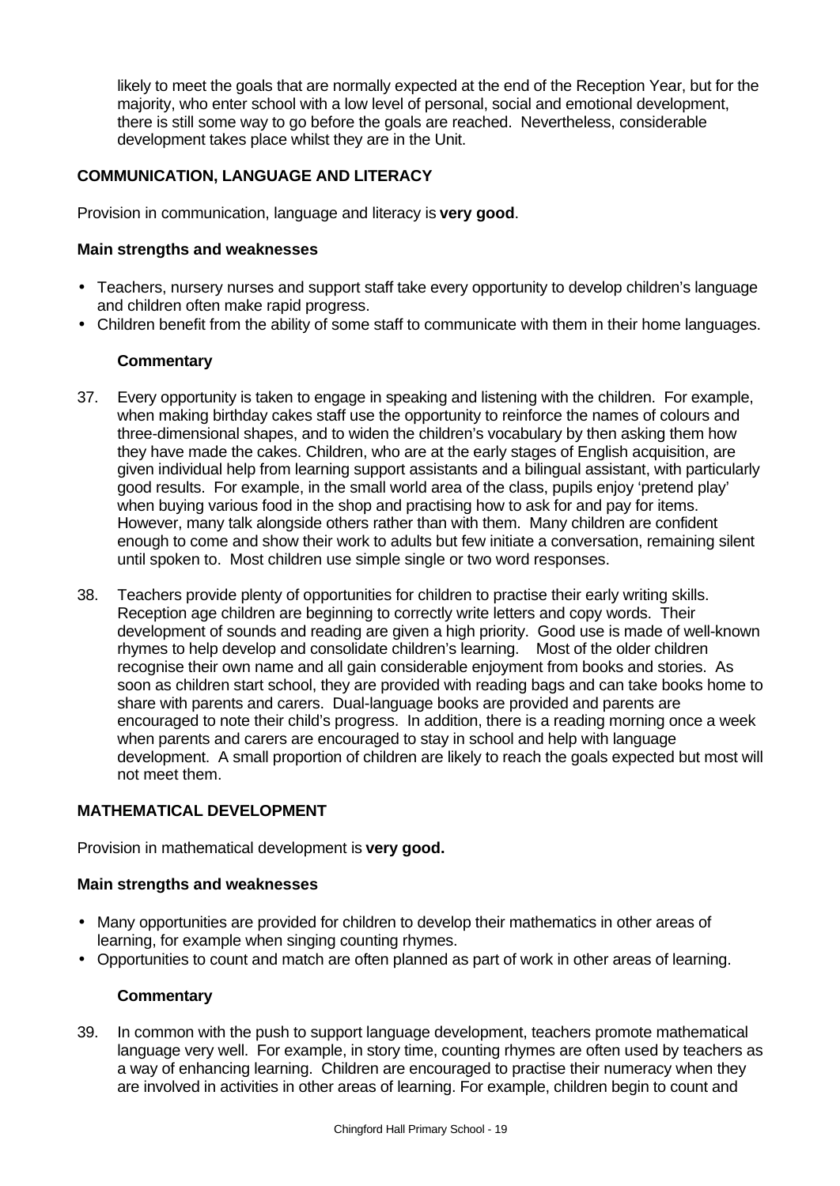likely to meet the goals that are normally expected at the end of the Reception Year, but for the majority, who enter school with a low level of personal, social and emotional development, there is still some way to go before the goals are reached. Nevertheless, considerable development takes place whilst they are in the Unit.

### COMMUNICATION, LANGUAGE AND LITERACY

Provision in communication, language and literacy is **very good**.

#### Main strengths and weaknesses

- Teachers, nursery nurses and support staff take every opportunity to develop children's language and children often make rapid progress.
- Children benefit from the ability of some staff to communicate with them in their home languages.

#### Commentary

37. Every opportunity is taken to engage in speaking and listening with the children. For example, when making birthday cakes staff use the opportunity to reinforce the names of colours and three-dimensional shapes, and to widen the children's vocabulary by then asking them how they have made the cakes. Children, who are at the early stages of English acquisition, are given individual help from learning support assistants and a bilingual assistant, with particularly good results. For example, in the small world area of the class, pupils enjoy 'pretend play' when buying various food in the shop and practising how to ask for and pay for items. However, many talk alongside others rather than with them. Many children are confident enough to come and show their work to adults but few initiate a conversation, remaining silent until spoken to. Most children use simple single or two word responses.

38. Teachers provide plenty of opportunities for children to practise their early writing skills. Reception age children are beginning to correctly write letters and copy words. Their development of sounds and reading are given a high priority. Good use is made of well-known rhymes to help develop and consolidate children's learning. Most of the older children recognise their own name and all gain considerable enjoyment from books and stories. As soon as children start school, they are provided with reading bags and can take books home to share with parents and carers. Dual-language books are provided and parents are encouraged to note their child's progress. In addition, there is a reading morning once a week when parents and carers are encouraged to stay in school and help with language development. A small proportion of children are likely to reach the goals expected but most will not meet them.

### MATHEMATICAL DEVELOPMENT

Provision in mathematical development is **very good.**

#### Main strengths and weaknesses

- Many opportunities are provided for children to develop their mathematics in other areas of learning, for example when singing counting rhymes.
- Opportunities to count and match are often planned as part of work in other areas of learning.

#### Commentary

39. In common with the push to support language development, teachers promote mathematical language very well. For example, in story time, counting rhymes are often used by teachers as a way of enhancing learning. Children are encouraged to practise their numeracy when they are involved in activities in other areas of learning. For example, children begin to count and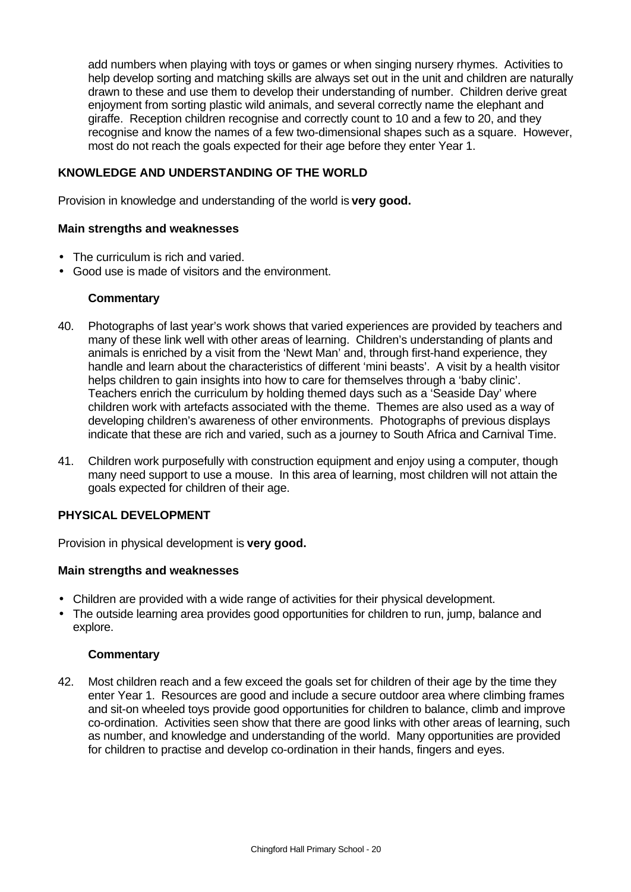add numbers when playing with toys or games or when singing nursery rhymes. Activities to help develop sorting and matching skills are always set out in the unit and children are naturally drawn to these and use them to develop their understanding of number. Children derive great enjoyment from sorting plastic wild animals, and several correctly name the elephant and giraffe. Reception children recognise and correctly count to 10 and a few to 20, and they recognise and know the names of a few two-dimensional shapes such as a square. However, most do not reach the goals expected for their age before they enter Year 1.

### KNOWLEDGE AND UNDERSTANDING OF THE WORLD

Provision in knowledge and understanding of the world is **very good.**

#### Main strengths and weaknesses

- The curriculum is rich and varied.
- Good use is made of visitors and the environment.

#### Commentary

40. Photographs of last year's work shows that varied experiences are provided by teachers and many of these link well with other areas of learning. Children's understanding of plants and animals is enriched by a visit from the 'Newt Man' and, through first-hand experience, they handle and learn about the characteristics of different 'mini beasts'. A visit by a health visitor helps children to gain insights into how to care for themselves through a 'baby clinic'. Teachers enrich the curriculum by holding themed days such as a 'Seaside Day' where children work with artefacts associated with the theme. Themes are also used as a way of developing children's awareness of other environments. Photographs of previous displays indicate that these are rich and varied, such as a journey to South Africa and Carnival Time.

41. Children work purposefully with construction equipment and enjoy using a computer, though many need support to use a mouse. In this area of learning, most children will not attain the goals expected for children of their age.

### PHYSICAL DEVELOPMENT

Provision in physical development is **very good.**

#### Main strengths and weaknesses

- Children are provided with a wide range of activities for their physical development.
- The outside learning area provides good opportunities for children to run, jump, balance and explore.

#### Commentary

42. Most children reach and a few exceed the goals set for children of their age by the time they enter Year 1. Resources are good and include a secure outdoor area where climbing frames and sit-on wheeled toys provide good opportunities for children to balance, climb and improve co-ordination. Activities seen show that there are good links with other areas of learning, such as number, and knowledge and understanding of the world. Many opportunities are provided for children to practise and develop co-ordination in their hands, fingers and eyes.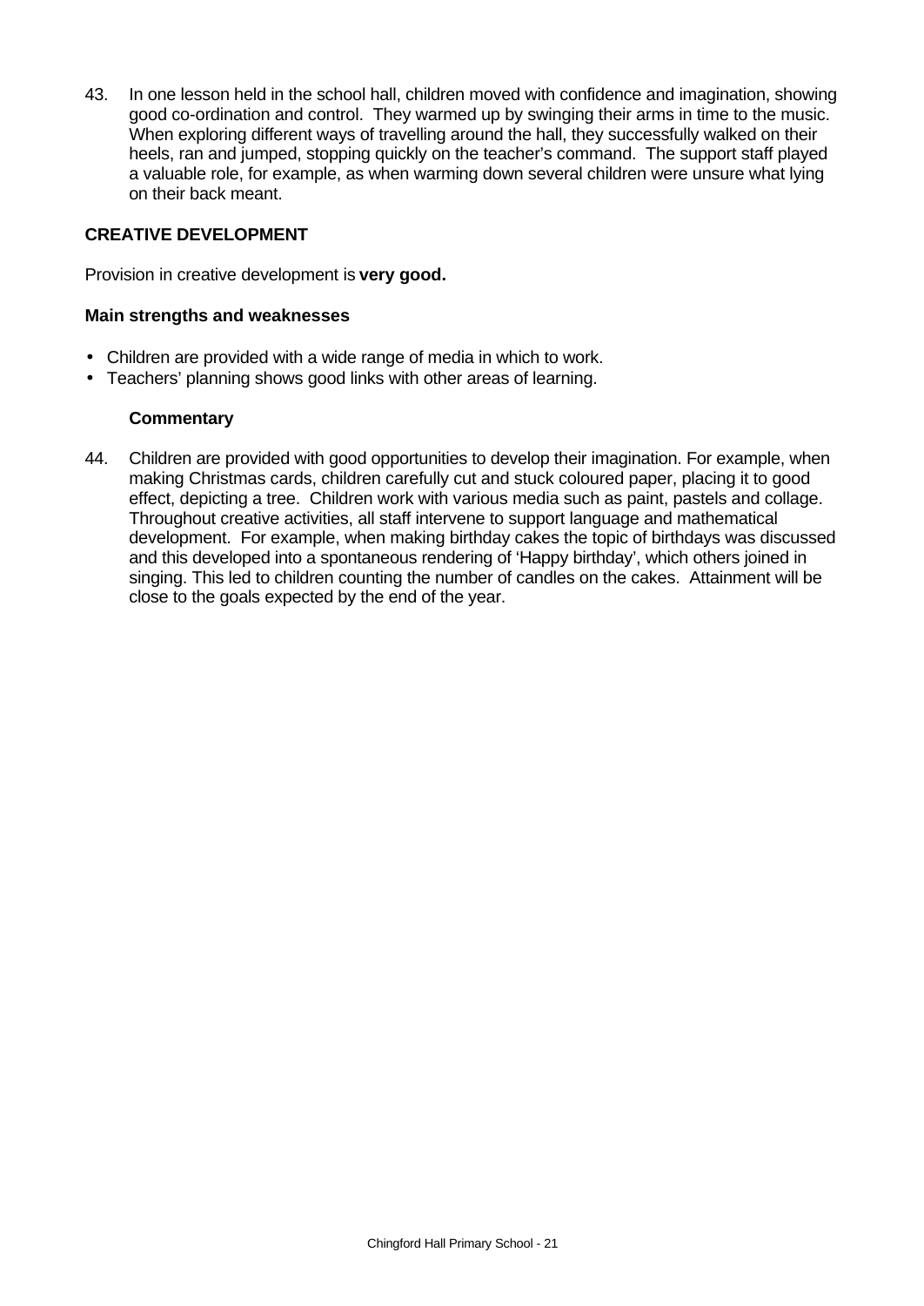43. In one lesson held in the school hall, children moved with confidence and imagination, showing good co-ordination and control. They warmed up by swinging their arms in time to the music. When exploring different ways of travelling around the hall, they successfully walked on their heels, ran and jumped, stopping quickly on the teacher's command. The support staff played a valuable role, for example, as when warming down several children were unsure what lying on their back meant.

## CREATIVE DEVELOPMENT

Provision in creative development is **very good.**

### Main strengths and weaknesses

- Children are provided with a wide range of media in which to work.
- Teachers' planning shows good links with other areas of learning.

#### Commentary

44. Children are provided with good opportunities to develop their imagination. For example, when making Christmas cards, children carefully cut and stuck coloured paper, placing it to good effect, depicting a tree. Children work with various media such as paint, pastels and collage. Throughout creative activities, all staff intervene to support language and mathematical development. For example, when making birthday cakes the topic of birthdays was discussed and this developed into a spontaneous rendering of 'Happy birthday', which others joined in singing. This led to children counting the number of candles on the cakes. Attainment will be close to the goals expected by the end of the year.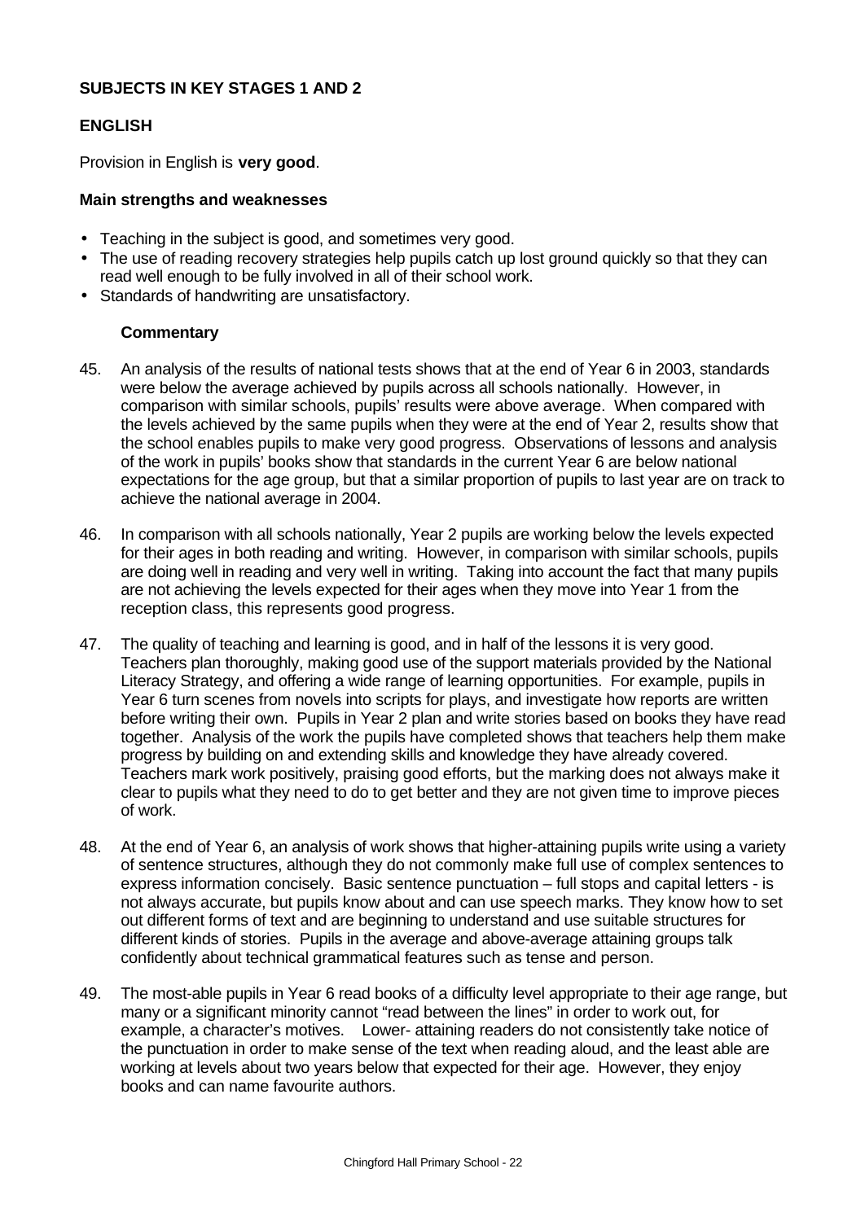## SUBJECTS IN KEY STAGES 1 AND 2

### ENGLISH

Provision in English is **very good**.

#### Main strengths and weaknesses

- Teaching in the subject is good, and sometimes very good.
- The use of reading recovery strategies help pupils catch up lost ground quickly so that they can read well enough to be fully involved in all of their school work.
- Standards of handwriting are unsatisfactory.

#### Commentary

45. An analysis of the results of national tests shows that at the end of Year 6 in 2003, standards were below the average achieved by pupils across all schools nationally. However, in comparison with similar schools, pupils' results were above average. When compared with the levels achieved by the same pupils when they were at the end of Year 2, results show that the school enables pupils to make very good progress. Observations of lessons and analysis of the work in pupils' books show that standards in the current Year 6 are below national expectations for the age group, but that a similar proportion of pupils to last year are on track to achieve the national average in 2004.

46. In comparison with all schools nationally, Year 2 pupils are working below the levels expected for their ages in both reading and writing. However, in comparison with similar schools, pupils are doing well in reading and very well in writing. Taking into account the fact that many pupils are not achieving the levels expected for their ages when they move into Year 1 from the reception class, this represents good progress.

47. The quality of teaching and learning is good, and in half of the lessons it is very good. Teachers plan thoroughly, making good use of the support materials provided by the National Literacy Strategy, and offering a wide range of learning opportunities. For example, pupils in Year 6 turn scenes from novels into scripts for plays, and investigate how reports are written before writing their own. Pupils in Year 2 plan and write stories based on books they have read together. Analysis of the work the pupils have completed shows that teachers help them make progress by building on and extending skills and knowledge they have already covered. Teachers mark work positively, praising good efforts, but the marking does not always make it clear to pupils what they need to do to get better and they are not given time to improve pieces of work.

48. At the end of Year 6, an analysis of work shows that higher-attaining pupils write using a variety of sentence structures, although they do not commonly make full use of complex sentences to express information concisely. Basic sentence punctuation – full stops and capital letters - is not always accurate, but pupils know about and can use speech marks. They know how to set out different forms of text and are beginning to understand and use suitable structures for different kinds of stories. Pupils in the average and above-average attaining groups talk confidently about technical grammatical features such as tense and person.

49. The most-able pupils in Year 6 read books of a difficulty level appropriate to their age range, but many or a significant minority cannot "read between the lines" in order to work out, for example, a character's motives. Lower- attaining readers do not consistently take notice of the punctuation in order to make sense of the text when reading aloud, and the least able are working at levels about two years below that expected for their age. However, they enjoy books and can name favourite authors.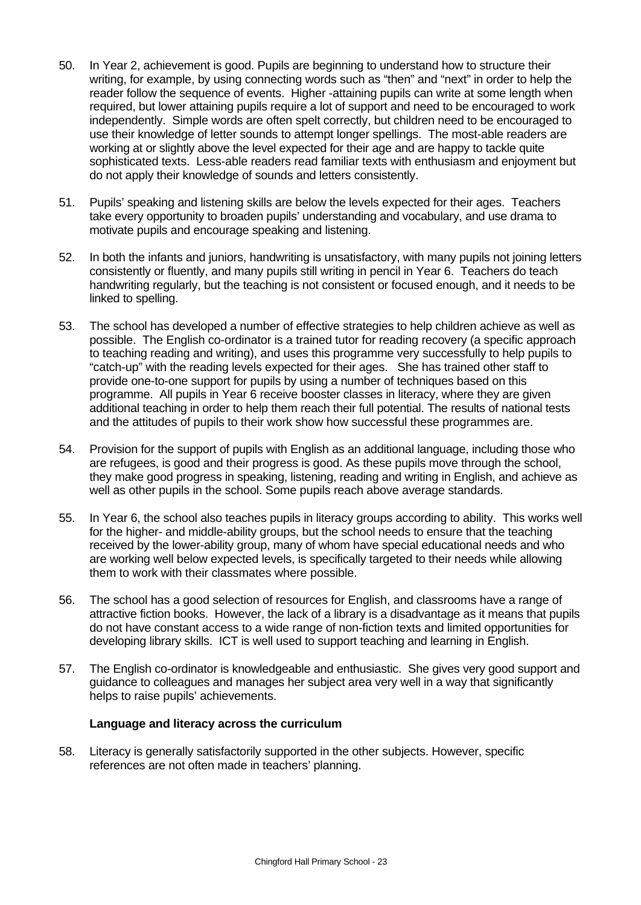50. In Year 2, achievement is good. Pupils are beginning to understand how to structure their writing, for example, by using connecting words such as "then" and "next" in order to help the reader follow the sequence of events. Higher -attaining pupils can write at some length when required, but lower attaining pupils require a lot of support and need to be encouraged to work independently. Simple words are often spelt correctly, but children need to be encouraged to use their knowledge of letter sounds to attempt longer spellings. The most-able readers are working at or slightly above the level expected for their age and are happy to tackle quite sophisticated texts. Less-able readers read familiar texts with enthusiasm and enjoyment but do not apply their knowledge of sounds and letters consistently.

51. Pupils' speaking and listening skills are below the levels expected for their ages. Teachers take every opportunity to broaden pupils' understanding and vocabulary, and use drama to motivate pupils and encourage speaking and listening.

52. In both the infants and juniors, handwriting is unsatisfactory, with many pupils not joining letters consistently or fluently, and many pupils still writing in pencil in Year 6. Teachers do teach handwriting regularly, but the teaching is not consistent or focused enough, and it needs to be linked to spelling.

53. The school has developed a number of effective strategies to help children achieve as well as possible. The English co-ordinator is a trained tutor for reading recovery (a specific approach to teaching reading and writing), and uses this programme very successfully to help pupils to "catch-up" with the reading levels expected for their ages. She has trained other staff to provide one-to-one support for pupils by using a number of techniques based on this programme. All pupils in Year 6 receive booster classes in literacy, where they are given additional teaching in order to help them reach their full potential. The results of national tests and the attitudes of pupils to their work show how successful these programmes are.

54. Provision for the support of pupils with English as an additional language, including those who are refugees, is good and their progress is good. As these pupils move through the school, they make good progress in speaking, listening, reading and writing in English, and achieve as well as other pupils in the school. Some pupils reach above average standards.

55. In Year 6, the school also teaches pupils in literacy groups according to ability. This works well for the higher- and middle-ability groups, but the school needs to ensure that the teaching received by the lower-ability group, many of whom have special educational needs and who are working well below expected levels, is specifically targeted to their needs while allowing them to work with their classmates where possible.

56. The school has a good selection of resources for English, and classrooms have a range of attractive fiction books. However, the lack of a library is a disadvantage as it means that pupils do not have constant access to a wide range of non-fiction texts and limited opportunities for developing library skills. ICT is well used to support teaching and learning in English.

57. The English co-ordinator is knowledgeable and enthusiastic. She gives very good support and guidance to colleagues and manages her subject area very well in a way that significantly helps to raise pupils' achievements.

**Language and literacy across the curriculum**

58. Literacy is generally satisfactorily supported in the other subjects. However, specific references are not often made in teachers' planning.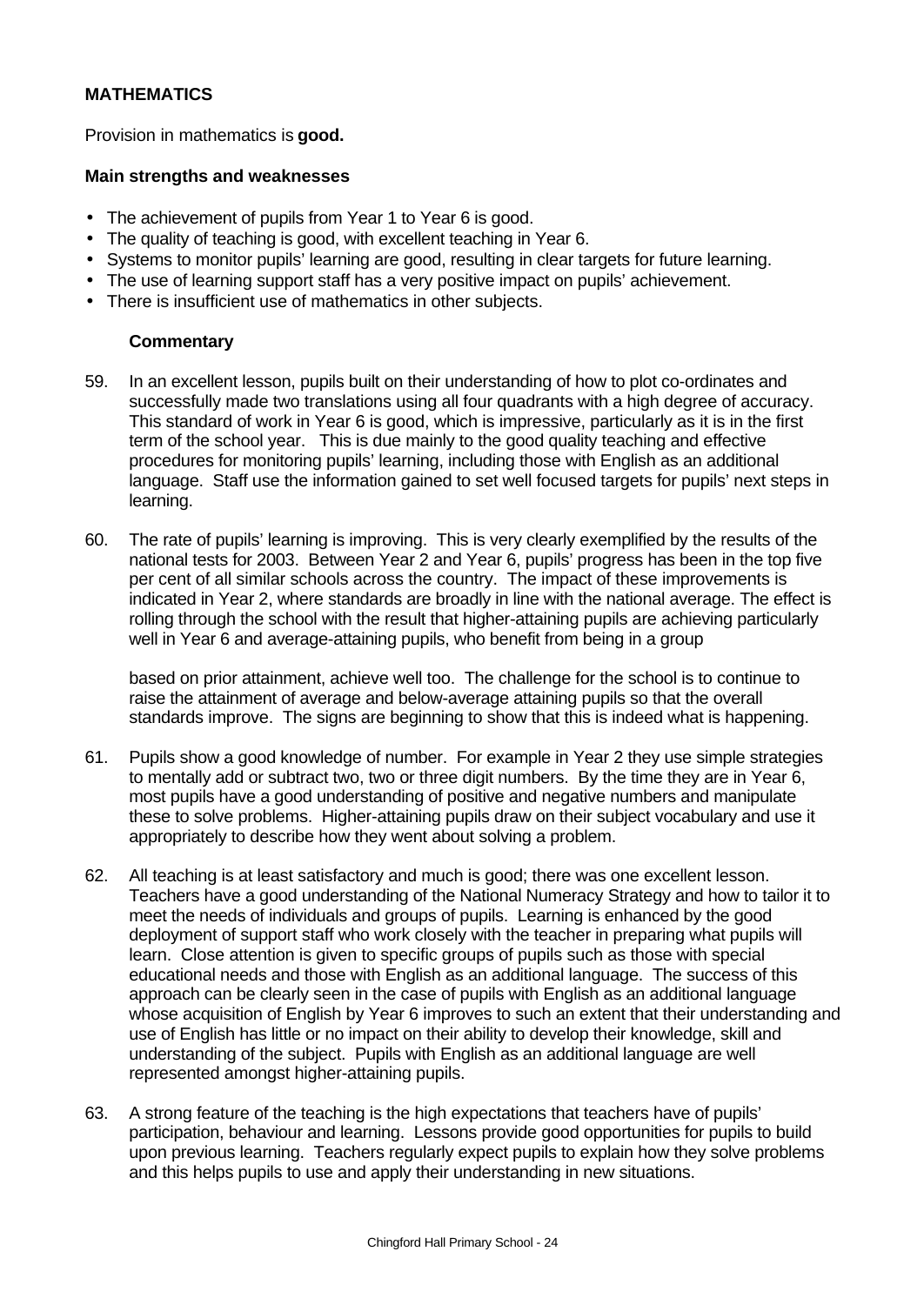## MATHEMATICS

Provision in mathematics is **good.**

### Main strengths and weaknesses

- The achievement of pupils from Year 1 to Year 6 is good.
- The quality of teaching is good, with excellent teaching in Year 6.
- Systems to monitor pupils' learning are good, resulting in clear targets for future learning.
- The use of learning support staff has a very positive impact on pupils' achievement.
- There is insufficient use of mathematics in other subjects.

#### Commentary

59. In an excellent lesson, pupils built on their understanding of how to plot co-ordinates and successfully made two translations using all four quadrants with a high degree of accuracy. This standard of work in Year 6 is good, which is impressive, particularly as it is in the first term of the school year. This is due mainly to the good quality teaching and effective procedures for monitoring pupils' learning, including those with English as an additional language. Staff use the information gained to set well focused targets for pupils' next steps in learning.

60. The rate of pupils' learning is improving. This is very clearly exemplified by the results of the national tests for 2003. Between Year 2 and Year 6, pupils' progress has been in the top five per cent of all similar schools across the country. The impact of these improvements is indicated in Year 2, where standards are broadly in line with the national average. The effect is rolling through the school with the result that higher-attaining pupils are achieving particularly well in Year 6 and average-attaining pupils, who benefit from being in a group based on prior attainment, achieve well too. The challenge for the school is to continue to raise the attainment of average and below-average attaining pupils so that the overall standards improve. The signs are beginning to show that this is indeed what is happening.

61. Pupils show a good knowledge of number. For example in Year 2 they use simple strategies to mentally add or subtract two, two or three digit numbers. By the time they are in Year 6, most pupils have a good understanding of positive and negative numbers and manipulate these to solve problems. Higher-attaining pupils draw on their subject vocabulary and use it appropriately to describe how they went about solving a problem.

62. All teaching is at least satisfactory and much is good; there was one excellent lesson. Teachers have a good understanding of the National Numeracy Strategy and how to tailor it to meet the needs of individuals and groups of pupils. Learning is enhanced by the good deployment of support staff who work closely with the teacher in preparing what pupils will learn. Close attention is given to specific groups of pupils such as those with special educational needs and those with English as an additional language. The success of this approach can be clearly seen in the case of pupils with English as an additional language whose acquisition of English by Year 6 improves to such an extent that their understanding and use of English has little or no impact on their ability to develop their knowledge, skill and understanding of the subject. Pupils with English as an additional language are well represented amongst higher-attaining pupils.

63. A strong feature of the teaching is the high expectations that teachers have of pupils' participation, behaviour and learning. Lessons provide good opportunities for pupils to build upon previous learning. Teachers regularly expect pupils to explain how they solve problems and this helps pupils to use and apply their understanding in new situations.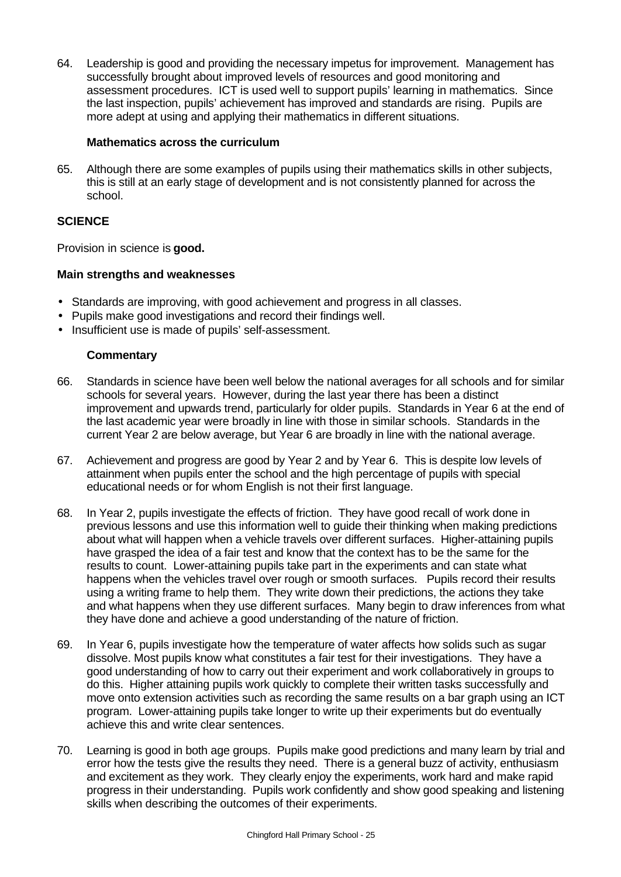64. Leadership is good and providing the necessary impetus for improvement. Management has successfully brought about improved levels of resources and good monitoring and assessment procedures. ICT is used well to support pupils' learning in mathematics. Since the last inspection, pupils' achievement has improved and standards are rising. Pupils are more adept at using and applying their mathematics in different situations.

**Mathematics across the curriculum**

65. Although there are some examples of pupils using their mathematics skills in other subjects, this is still at an early stage of development and is not consistently planned for across the school.

## SCIENCE

Provision in science is **good.**

**Main strengths and weaknesses**

- Standards are improving, with good achievement and progress in all classes.
- Pupils make good investigations and record their findings well.
- Insufficient use is made of pupils' self-assessment.

**Commentary**

66. Standards in science have been well below the national averages for all schools and for similar schools for several years. However, during the last year there has been a distinct improvement and upwards trend, particularly for older pupils. Standards in Year 6 at the end of the last academic year were broadly in line with those in similar schools. Standards in the current Year 2 are below average, but Year 6 are broadly in line with the national average.

67. Achievement and progress are good by Year 2 and by Year 6. This is despite low levels of attainment when pupils enter the school and the high percentage of pupils with special educational needs or for whom English is not their first language.

68. In Year 2, pupils investigate the effects of friction. They have good recall of work done in previous lessons and use this information well to guide their thinking when making predictions about what will happen when a vehicle travels over different surfaces. Higher-attaining pupils have grasped the idea of a fair test and know that the context has to be the same for the results to count. Lower-attaining pupils take part in the experiments and can state what happens when the vehicles travel over rough or smooth surfaces. Pupils record their results using a writing frame to help them. They write down their predictions, the actions they take and what happens when they use different surfaces. Many begin to draw inferences from what they have done and achieve a good understanding of the nature of friction.

69. In Year 6, pupils investigate how the temperature of water affects how solids such as sugar dissolve. Most pupils know what constitutes a fair test for their investigations. They have a good understanding of how to carry out their experiment and work collaboratively in groups to do this. Higher attaining pupils work quickly to complete their written tasks successfully and move onto extension activities such as recording the same results on a bar graph using an ICT program. Lower-attaining pupils take longer to write up their experiments but do eventually achieve this and write clear sentences.

70. Learning is good in both age groups. Pupils make good predictions and many learn by trial and error how the tests give the results they need. There is a general buzz of activity, enthusiasm and excitement as they work. They clearly enjoy the experiments, work hard and make rapid progress in their understanding. Pupils work confidently and show good speaking and listening skills when describing the outcomes of their experiments.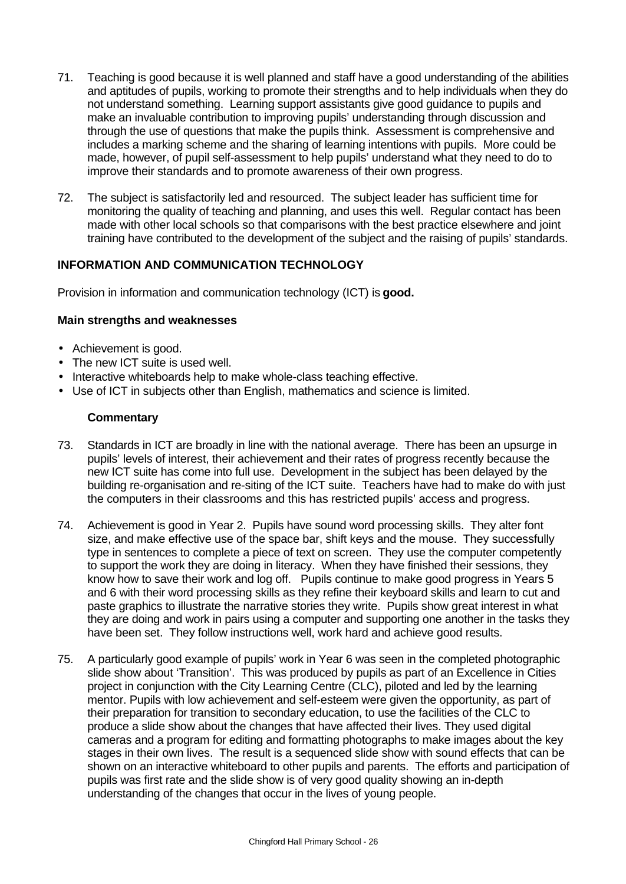71. Teaching is good because it is well planned and staff have a good understanding of the abilities and aptitudes of pupils, working to promote their strengths and to help individuals when they do not understand something. Learning support assistants give good guidance to pupils and make an invaluable contribution to improving pupils' understanding through discussion and through the use of questions that make the pupils think. Assessment is comprehensive and includes a marking scheme and the sharing of learning intentions with pupils. More could be made, however, of pupil self-assessment to help pupils' understand what they need to do to improve their standards and to promote awareness of their own progress.

72. The subject is satisfactorily led and resourced. The subject leader has sufficient time for monitoring the quality of teaching and planning, and uses this well. Regular contact has been made with other local schools so that comparisons with the best practice elsewhere and joint training have contributed to the development of the subject and the raising of pupils' standards.

## INFORMATION AND COMMUNICATION TECHNOLOGY

Provision in information and communication technology (ICT) is **good.**

### Main strengths and weaknesses

- Achievement is good.
- The new ICT suite is used well.
- Interactive whiteboards help to make whole-class teaching effective.
- Use of ICT in subjects other than English, mathematics and science is limited.

#### Commentary

73. Standards in ICT are broadly in line with the national average. There has been an upsurge in pupils' levels of interest, their achievement and their rates of progress recently because the new ICT suite has come into full use. Development in the subject has been delayed by the building re-organisation and re-siting of the ICT suite. Teachers have had to make do with just the computers in their classrooms and this has restricted pupils' access and progress.

74. Achievement is good in Year 2. Pupils have sound word processing skills. They alter font size, and make effective use of the space bar, shift keys and the mouse. They successfully type in sentences to complete a piece of text on screen. They use the computer competently to support the work they are doing in literacy. When they have finished their sessions, they know how to save their work and log off. Pupils continue to make good progress in Years 5 and 6 with their word processing skills as they refine their keyboard skills and learn to cut and paste graphics to illustrate the narrative stories they write. Pupils show great interest in what they are doing and work in pairs using a computer and supporting one another in the tasks they have been set. They follow instructions well, work hard and achieve good results.

75. A particularly good example of pupils' work in Year 6 was seen in the completed photographic slide show about 'Transition'. This was produced by pupils as part of an Excellence in Cities project in conjunction with the City Learning Centre (CLC), piloted and led by the learning mentor. Pupils with low achievement and self-esteem were given the opportunity, as part of their preparation for transition to secondary education, to use the facilities of the CLC to produce a slide show about the changes that have affected their lives. They used digital cameras and a program for editing and formatting photographs to make images about the key stages in their own lives. The result is a sequenced slide show with sound effects that can be shown on an interactive whiteboard to other pupils and parents. The efforts and participation of pupils was first rate and the slide show is of very good quality showing an in-depth understanding of the changes that occur in the lives of young people.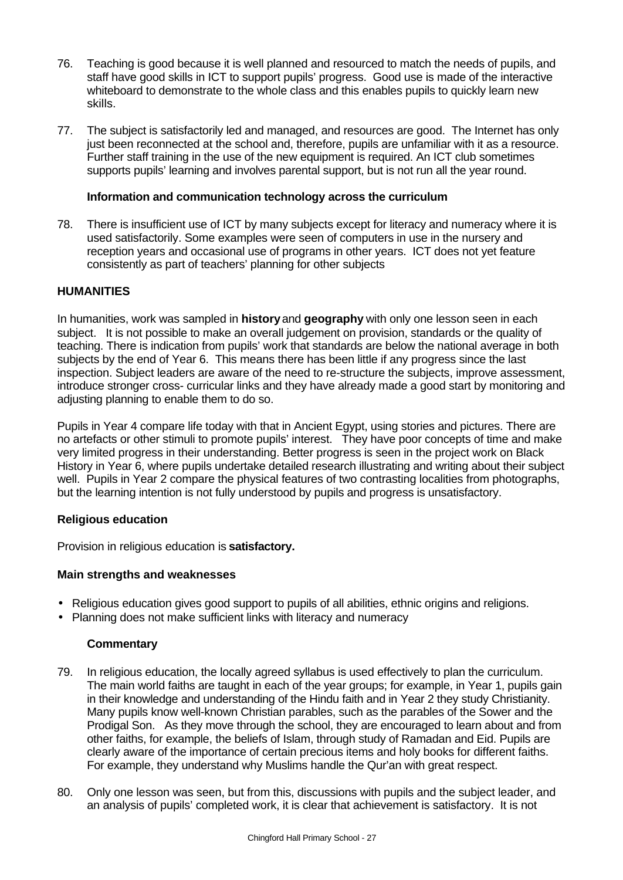76. Teaching is good because it is well planned and resourced to match the needs of pupils, and staff have good skills in ICT to support pupils' progress. Good use is made of the interactive whiteboard to demonstrate to the whole class and this enables pupils to quickly learn new skills.

77. The subject is satisfactorily led and managed, and resources are good. The Internet has only just been reconnected at the school and, therefore, pupils are unfamiliar with it as a resource. Further staff training in the use of the new equipment is required. An ICT club sometimes supports pupils' learning and involves parental support, but is not run all the year round.

### Information and communication technology across the curriculum

78. There is insufficient use of ICT by many subjects except for literacy and numeracy where it is used satisfactorily. Some examples were seen of computers in use in the nursery and reception years and occasional use of programs in other years. ICT does not yet feature consistently as part of teachers' planning for other subjects

## HUMANITIES

In humanities, work was sampled in **history** and **geography** with only one lesson seen in each subject. It is not possible to make an overall judgement on provision, standards or the quality of teaching. There is indication from pupils' work that standards are below the national average in both subjects by the end of Year 6. This means there has been little if any progress since the last inspection. Subject leaders are aware of the need to re-structure the subjects, improve assessment, introduce stronger cross- curricular links and they have already made a good start by monitoring and adjusting planning to enable them to do so.

Pupils in Year 4 compare life today with that in Ancient Egypt, using stories and pictures. There are no artefacts or other stimuli to promote pupils' interest. They have poor concepts of time and make very limited progress in their understanding. Better progress is seen in the project work on Black History in Year 6, where pupils undertake detailed research illustrating and writing about their subject well. Pupils in Year 2 compare the physical features of two contrasting localities from photographs, but the learning intention is not fully understood by pupils and progress is unsatisfactory.

### Religious education

Provision in religious education is **satisfactory.**

### Main strengths and weaknesses

- Religious education gives good support to pupils of all abilities, ethnic origins and religions.
- Planning does not make sufficient links with literacy and numeracy

### Commentary

79. In religious education, the locally agreed syllabus is used effectively to plan the curriculum. The main world faiths are taught in each of the year groups; for example, in Year 1, pupils gain in their knowledge and understanding of the Hindu faith and in Year 2 they study Christianity. Many pupils know well-known Christian parables, such as the parables of the Sower and the Prodigal Son. As they move through the school, they are encouraged to learn about and from other faiths, for example, the beliefs of Islam, through study of Ramadan and Eid. Pupils are clearly aware of the importance of certain precious items and holy books for different faiths. For example, they understand why Muslims handle the Qur'an with great respect.

80. Only one lesson was seen, but from this, discussions with pupils and the subject leader, and an analysis of pupils' completed work, it is clear that achievement is satisfactory. It is not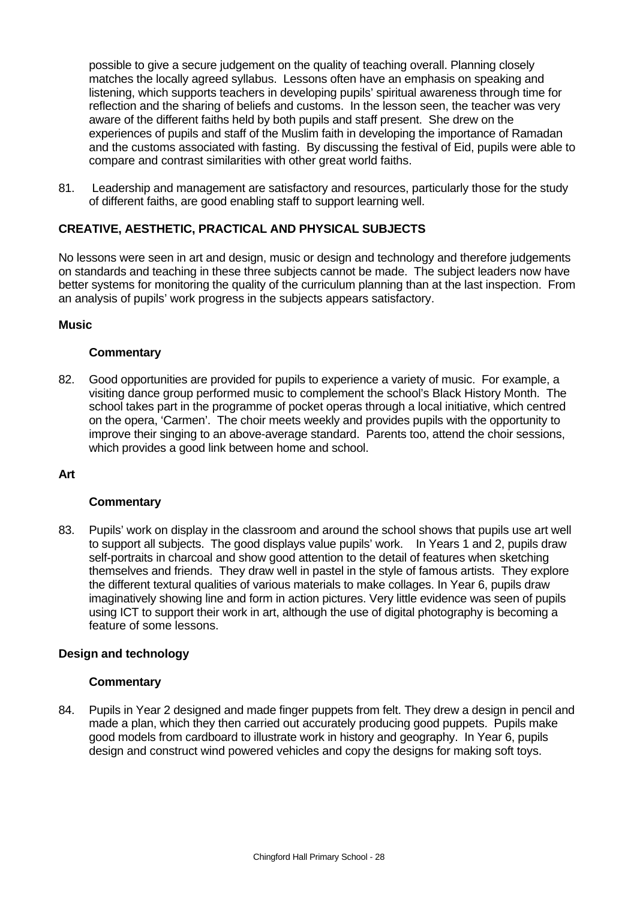possible to give a secure judgement on the quality of teaching overall. Planning closely matches the locally agreed syllabus. Lessons often have an emphasis on speaking and listening, which supports teachers in developing pupils' spiritual awareness through time for reflection and the sharing of beliefs and customs. In the lesson seen, the teacher was very aware of the different faiths held by both pupils and staff present. She drew on the experiences of pupils and staff of the Muslim faith in developing the importance of Ramadan and the customs associated with fasting. By discussing the festival of Eid, pupils were able to compare and contrast similarities with other great world faiths.

81. Leadership and management are satisfactory and resources, particularly those for the study of different faiths, are good enabling staff to support learning well.

## CREATIVE, AESTHETIC, PRACTICAL AND PHYSICAL SUBJECTS

No lessons were seen in art and design, music or design and technology and therefore judgements on standards and teaching in these three subjects cannot be made. The subject leaders now have better systems for monitoring the quality of the curriculum planning than at the last inspection. From an analysis of pupils' work progress in the subjects appears satisfactory.

### Music

#### Commentary

82. Good opportunities are provided for pupils to experience a variety of music. For example, a visiting dance group performed music to complement the school's Black History Month. The school takes part in the programme of pocket operas through a local initiative, which centred on the opera, 'Carmen'. The choir meets weekly and provides pupils with the opportunity to improve their singing to an above-average standard. Parents too, attend the choir sessions, which provides a good link between home and school.

### Art

#### Commentary

83. Pupils' work on display in the classroom and around the school shows that pupils use art well to support all subjects. The good displays value pupils' work. In Years 1 and 2, pupils draw self-portraits in charcoal and show good attention to the detail of features when sketching themselves and friends. They draw well in pastel in the style of famous artists. They explore the different textural qualities of various materials to make collages. In Year 6, pupils draw imaginatively showing line and form in action pictures. Very little evidence was seen of pupils using ICT to support their work in art, although the use of digital photography is becoming a feature of some lessons.

### Design and technology

#### Commentary

84. Pupils in Year 2 designed and made finger puppets from felt. They drew a design in pencil and made a plan, which they then carried out accurately producing good puppets. Pupils make good models from cardboard to illustrate work in history and geography. In Year 6, pupils design and construct wind powered vehicles and copy the designs for making soft toys.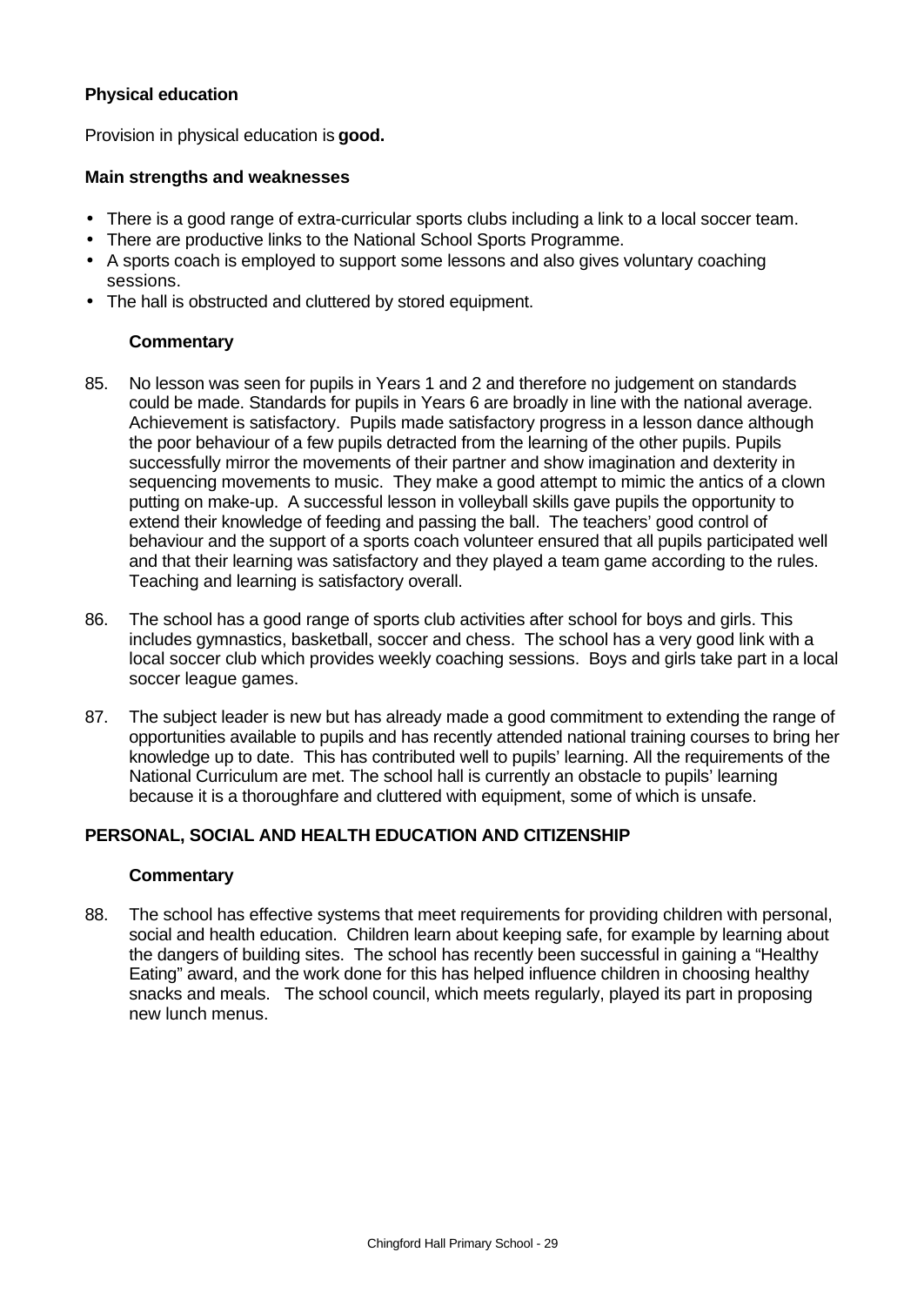### Physical education

Provision in physical education is **good.**

#### Main strengths and weaknesses

- There is a good range of extra-curricular sports clubs including a link to a local soccer team.
- There are productive links to the National School Sports Programme.
- A sports coach is employed to support some lessons and also gives voluntary coaching sessions.
- The hall is obstructed and cluttered by stored equipment.

#### Commentary

85. No lesson was seen for pupils in Years 1 and 2 and therefore no judgement on standards could be made. Standards for pupils in Years 6 are broadly in line with the national average. Achievement is satisfactory. Pupils made satisfactory progress in a lesson dance although the poor behaviour of a few pupils detracted from the learning of the other pupils. Pupils successfully mirror the movements of their partner and show imagination and dexterity in sequencing movements to music. They make a good attempt to mimic the antics of a clown putting on make-up. A successful lesson in volleyball skills gave pupils the opportunity to extend their knowledge of feeding and passing the ball. The teachers' good control of behaviour and the support of a sports coach volunteer ensured that all pupils participated well and that their learning was satisfactory and they played a team game according to the rules. Teaching and learning is satisfactory overall.

86. The school has a good range of sports club activities after school for boys and girls. This includes gymnastics, basketball, soccer and chess. The school has a very good link with a local soccer club which provides weekly coaching sessions. Boys and girls take part in a local soccer league games.

87. The subject leader is new but has already made a good commitment to extending the range of opportunities available to pupils and has recently attended national training courses to bring her knowledge up to date. This has contributed well to pupils' learning. All the requirements of the National Curriculum are met. The school hall is currently an obstacle to pupils' learning because it is a thoroughfare and cluttered with equipment, some of which is unsafe.

## PERSONAL, SOCIAL AND HEALTH EDUCATION AND CITIZENSHIP

#### Commentary

88. The school has effective systems that meet requirements for providing children with personal, social and health education. Children learn about keeping safe, for example by learning about the dangers of building sites. The school has recently been successful in gaining a "Healthy Eating" award, and the work done for this has helped influence children in choosing healthy snacks and meals. The school council, which meets regularly, played its part in proposing new lunch menus.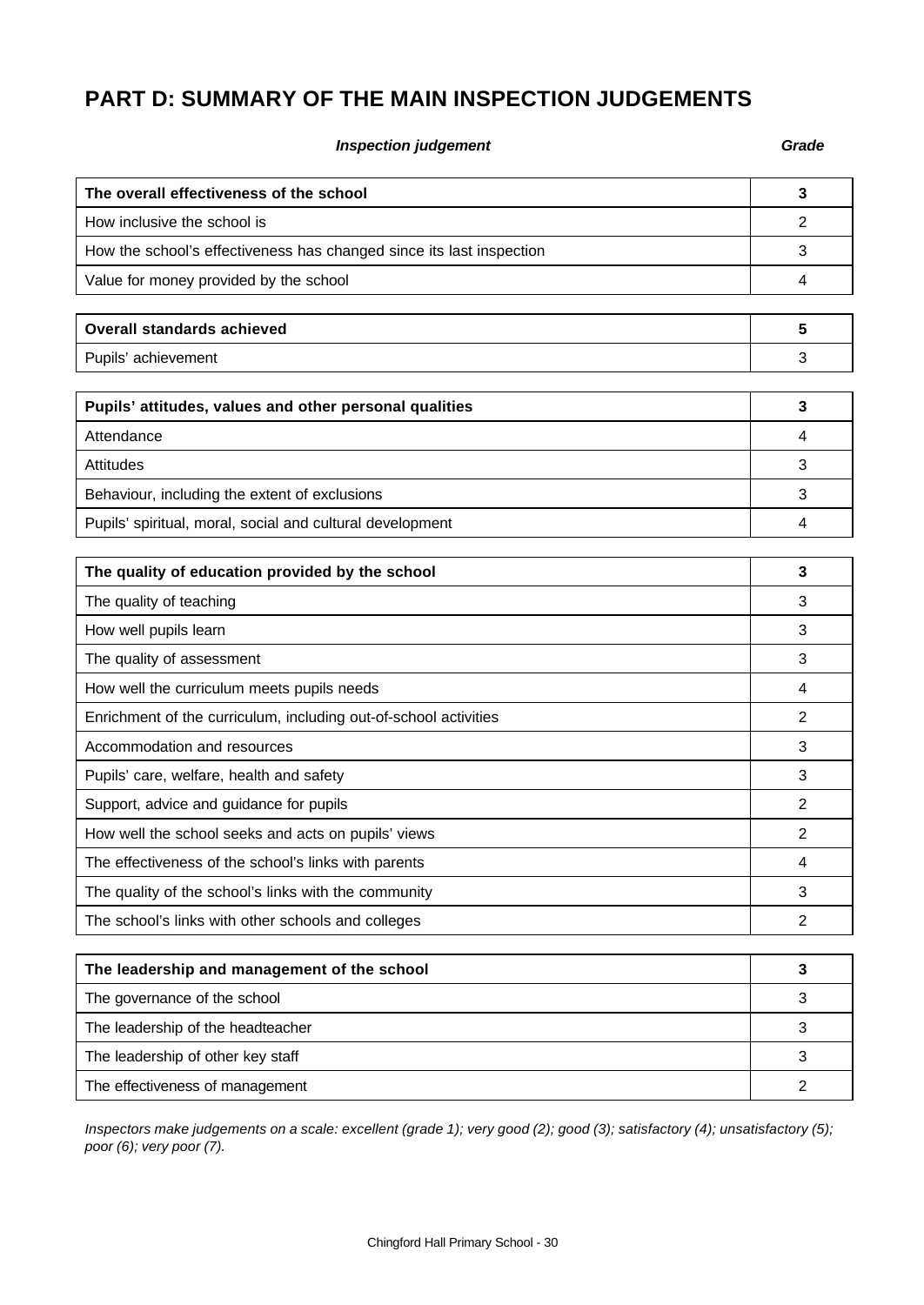# PART D: SUMMARY OF THE MAIN INSPECTION JUDGEMENTS

| *Inspection judgement* | *Grade* |
|---|---|
| **The overall effectiveness of the school** | **3** |
| How inclusive the school is | 2 |
| How the school's effectiveness has changed since its last inspection | 3 |
| Value for money provided by the school | 4 |
| **Overall standards achieved** | **5** |
| Pupils' achievement | 3 |
| **Pupils' attitudes, values and other personal qualities** | **3** |
| Attendance | 4 |
| Attitudes | 3 |
| Behaviour, including the extent of exclusions | 3 |
| Pupils' spiritual, moral, social and cultural development | 4 |
| **The quality of education provided by the school** | **3** |
| The quality of teaching | 3 |
| How well pupils learn | 3 |
| The quality of assessment | 3 |
| How well the curriculum meets pupils needs | 4 |
| Enrichment of the curriculum, including out-of-school activities | 2 |
| Accommodation and resources | 3 |
| Pupils' care, welfare, health and safety | 3 |
| Support, advice and guidance for pupils | 2 |
| How well the school seeks and acts on pupils' views | 2 |
| The effectiveness of the school's links with parents | 4 |
| The quality of the school's links with the community | 3 |
| The school's links with other schools and colleges | 2 |
| **The leadership and management of the school** | **3** |
| The governance of the school | 3 |
| The leadership of the headteacher | 3 |
| The leadership of other key staff | 3 |
| The effectiveness of management | 2 |

*Inspectors make judgements on a scale: excellent (grade 1); very good (2); good (3); satisfactory (4); unsatisfactory (5); poor (6); very poor (7).*